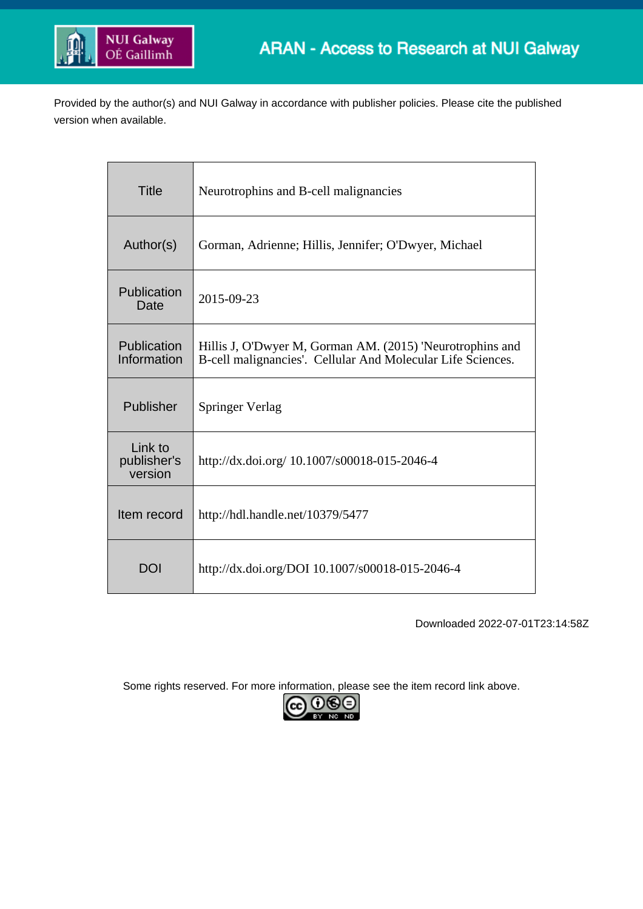ARAN - Access to Research at NUI Galway

Provided by the author(s) and NUI Galway in accordance with publisher policies. Please cite the published version when available.

| Title | Neurotrophins and B-cell malignancies |
|---|---|
| Author(s) | Gorman, Adrienne; Hillis, Jennifer; O'Dwyer, Michael |
| Publication Date | 2015-09-23 |
| Publication Information | Hillis J, O'Dwyer M, Gorman AM. (2015) 'Neurotrophins and B-cell malignancies'. Cellular And Molecular Life Sciences. |
| Publisher | Springer Verlag |
| Link to publisher's version | http://dx.doi.org/ 10.1007/s00018-015-2046-4 |
| Item record | http://hdl.handle.net/10379/5477 |
| DOI | http://dx.doi.org/DOI 10.1007/s00018-015-2046-4 |

Downloaded 2022-07-01T23:14:58Z

Some rights reserved. For more information, please see the item record link above.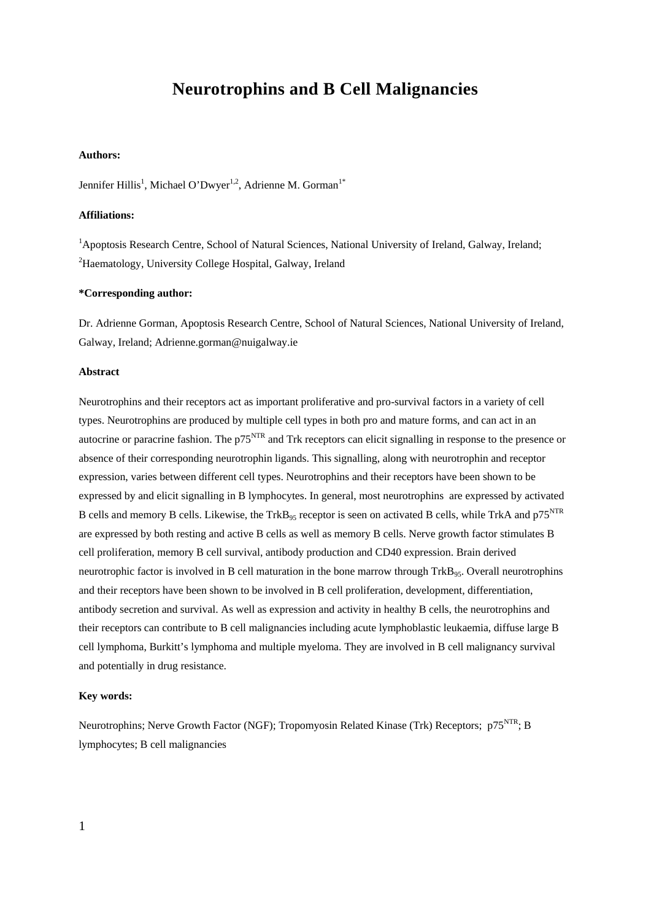# Neurotrophins and B Cell Malignancies

**Authors:**

Jennifer Hillis[1], Michael O'Dwyer[1,2], Adrienne M. Gorman[1*]

**Affiliations:**

[1]Apoptosis Research Centre, School of Natural Sciences, National University of Ireland, Galway, Ireland;
[2]Haematology, University College Hospital, Galway, Ireland

**\*Corresponding author:**

Dr. Adrienne Gorman, Apoptosis Research Centre, School of Natural Sciences, National University of Ireland, Galway, Ireland; Adrienne.gorman@nuigalway.ie

**Abstract**

Neurotrophins and their receptors act as important proliferative and pro-survival factors in a variety of cell types. Neurotrophins are produced by multiple cell types in both pro and mature forms, and can act in an autocrine or paracrine fashion. The $p75^{NTR}$ and Trk receptors can elicit signalling in response to the presence or absence of their corresponding neurotrophin ligands. This signalling, along with neurotrophin and receptor expression, varies between different cell types. Neurotrophins and their receptors have been shown to be expressed by and elicit signalling in B lymphocytes. In general, most neurotrophins are expressed by activated B cells and memory B cells. Likewise, the $TrkB_{95}$ receptor is seen on activated B cells, while TrkA and $p75^{NTR}$ are expressed by both resting and active B cells as well as memory B cells. Nerve growth factor stimulates B cell proliferation, memory B cell survival, antibody production and CD40 expression. Brain derived neurotrophic factor is involved in B cell maturation in the bone marrow through $TrkB_{95}$. Overall neurotrophins and their receptors have been shown to be involved in B cell proliferation, development, differentiation, antibody secretion and survival. As well as expression and activity in healthy B cells, the neurotrophins and their receptors can contribute to B cell malignancies including acute lymphoblastic leukaemia, diffuse large B cell lymphoma, Burkitt's lymphoma and multiple myeloma. They are involved in B cell malignancy survival and potentially in drug resistance.

**Key words:**

Neurotrophins; Nerve Growth Factor (NGF); Tropomyosin Related Kinase (Trk) Receptors; $p75^{NTR}$; B lymphocytes; B cell malignancies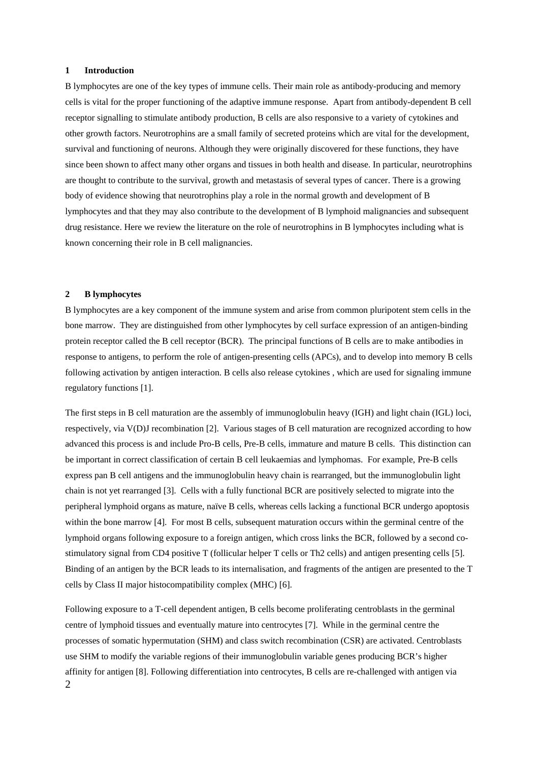## 1 Introduction

B lymphocytes are one of the key types of immune cells. Their main role as antibody-producing and memory cells is vital for the proper functioning of the adaptive immune response. Apart from antibody-dependent B cell receptor signalling to stimulate antibody production, B cells are also responsive to a variety of cytokines and other growth factors. Neurotrophins are a small family of secreted proteins which are vital for the development, survival and functioning of neurons. Although they were originally discovered for these functions, they have since been shown to affect many other organs and tissues in both health and disease. In particular, neurotrophins are thought to contribute to the survival, growth and metastasis of several types of cancer. There is a growing body of evidence showing that neurotrophins play a role in the normal growth and development of B lymphocytes and that they may also contribute to the development of B lymphoid malignancies and subsequent drug resistance. Here we review the literature on the role of neurotrophins in B lymphocytes including what is known concerning their role in B cell malignancies.

## 2 B lymphocytes

B lymphocytes are a key component of the immune system and arise from common pluripotent stem cells in the bone marrow. They are distinguished from other lymphocytes by cell surface expression of an antigen-binding protein receptor called the B cell receptor (BCR). The principal functions of B cells are to make antibodies in response to antigens, to perform the role of antigen-presenting cells (APCs), and to develop into memory B cells following activation by antigen interaction. B cells also release cytokines , which are used for signaling immune regulatory functions [1].

The first steps in B cell maturation are the assembly of immunoglobulin heavy (IGH) and light chain (IGL) loci, respectively, via V(D)J recombination [2]. Various stages of B cell maturation are recognized according to how advanced this process is and include Pro-B cells, Pre-B cells, immature and mature B cells. This distinction can be important in correct classification of certain B cell leukaemias and lymphomas. For example, Pre-B cells express pan B cell antigens and the immunoglobulin heavy chain is rearranged, but the immunoglobulin light chain is not yet rearranged [3]. Cells with a fully functional BCR are positively selected to migrate into the peripheral lymphoid organs as mature, naïve B cells, whereas cells lacking a functional BCR undergo apoptosis within the bone marrow [4]. For most B cells, subsequent maturation occurs within the germinal centre of the lymphoid organs following exposure to a foreign antigen, which cross links the BCR, followed by a second co-stimulatory signal from CD4 positive T (follicular helper T cells or Th2 cells) and antigen presenting cells [5]. Binding of an antigen by the BCR leads to its internalisation, and fragments of the antigen are presented to the T cells by Class II major histocompatibility complex (MHC) [6].

Following exposure to a T-cell dependent antigen, B cells become proliferating centroblasts in the germinal centre of lymphoid tissues and eventually mature into centrocytes [7]. While in the germinal centre the processes of somatic hypermutation (SHM) and class switch recombination (CSR) are activated. Centroblasts use SHM to modify the variable regions of their immunoglobulin variable genes producing BCR's higher affinity for antigen [8]. Following differentiation into centrocytes, B cells are re-challenged with antigen via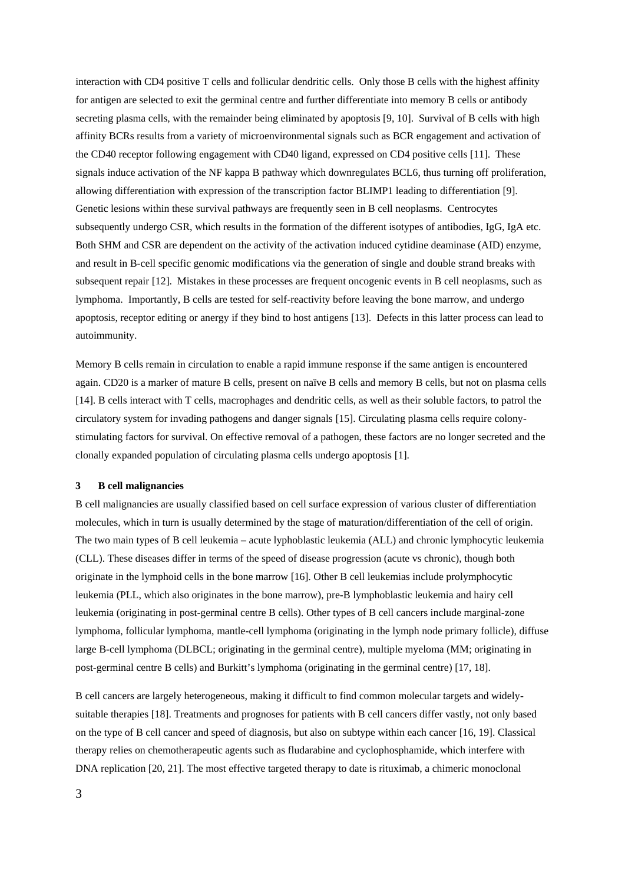interaction with CD4 positive T cells and follicular dendritic cells. Only those B cells with the highest affinity for antigen are selected to exit the germinal centre and further differentiate into memory B cells or antibody secreting plasma cells, with the remainder being eliminated by apoptosis [9, 10]. Survival of B cells with high affinity BCRs results from a variety of microenvironmental signals such as BCR engagement and activation of the CD40 receptor following engagement with CD40 ligand, expressed on CD4 positive cells [11]. These signals induce activation of the NF kappa B pathway which downregulates BCL6, thus turning off proliferation, allowing differentiation with expression of the transcription factor BLIMP1 leading to differentiation [9]. Genetic lesions within these survival pathways are frequently seen in B cell neoplasms. Centrocytes subsequently undergo CSR, which results in the formation of the different isotypes of antibodies, IgG, IgA etc. Both SHM and CSR are dependent on the activity of the activation induced cytidine deaminase (AID) enzyme, and result in B-cell specific genomic modifications via the generation of single and double strand breaks with subsequent repair [12]. Mistakes in these processes are frequent oncogenic events in B cell neoplasms, such as lymphoma. Importantly, B cells are tested for self-reactivity before leaving the bone marrow, and undergo apoptosis, receptor editing or anergy if they bind to host antigens [13]. Defects in this latter process can lead to autoimmunity.

Memory B cells remain in circulation to enable a rapid immune response if the same antigen is encountered again. CD20 is a marker of mature B cells, present on naïve B cells and memory B cells, but not on plasma cells [14]. B cells interact with T cells, macrophages and dendritic cells, as well as their soluble factors, to patrol the circulatory system for invading pathogens and danger signals [15]. Circulating plasma cells require colony-stimulating factors for survival. On effective removal of a pathogen, these factors are no longer secreted and the clonally expanded population of circulating plasma cells undergo apoptosis [1].

## 3 B cell malignancies

B cell malignancies are usually classified based on cell surface expression of various cluster of differentiation molecules, which in turn is usually determined by the stage of maturation/differentiation of the cell of origin. The two main types of B cell leukemia – acute lyphoblastic leukemia (ALL) and chronic lymphocytic leukemia (CLL). These diseases differ in terms of the speed of disease progression (acute vs chronic), though both originate in the lymphoid cells in the bone marrow [16]. Other B cell leukemias include prolymphocytic leukemia (PLL, which also originates in the bone marrow), pre-B lymphoblastic leukemia and hairy cell leukemia (originating in post-germinal centre B cells). Other types of B cell cancers include marginal-zone lymphoma, follicular lymphoma, mantle-cell lymphoma (originating in the lymph node primary follicle), diffuse large B-cell lymphoma (DLBCL; originating in the germinal centre), multiple myeloma (MM; originating in post-germinal centre B cells) and Burkitt's lymphoma (originating in the germinal centre) [17, 18].

B cell cancers are largely heterogeneous, making it difficult to find common molecular targets and widely-suitable therapies [18]. Treatments and prognoses for patients with B cell cancers differ vastly, not only based on the type of B cell cancer and speed of diagnosis, but also on subtype within each cancer [16, 19]. Classical therapy relies on chemotherapeutic agents such as fludarabine and cyclophosphamide, which interfere with DNA replication [20, 21]. The most effective targeted therapy to date is rituximab, a chimeric monoclonal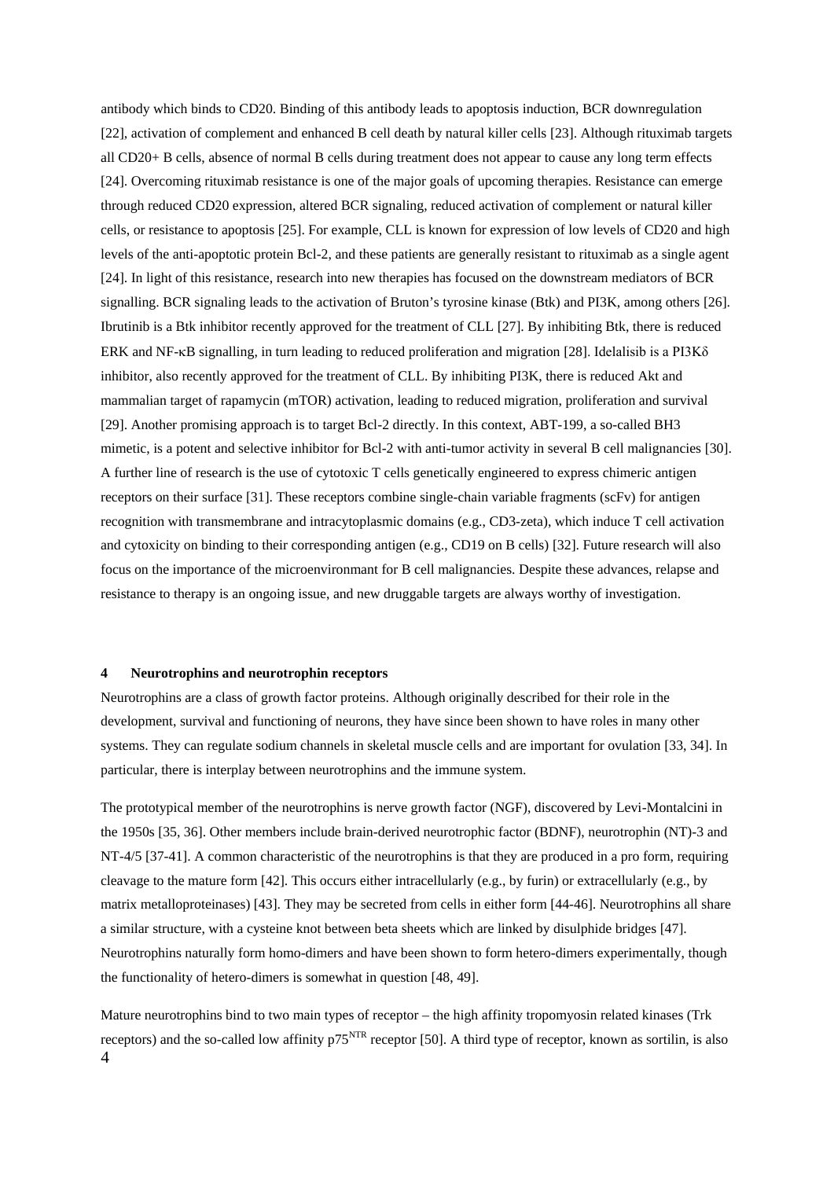antibody which binds to CD20. Binding of this antibody leads to apoptosis induction, BCR downregulation [22], activation of complement and enhanced B cell death by natural killer cells [23]. Although rituximab targets all CD20+ B cells, absence of normal B cells during treatment does not appear to cause any long term effects [24]. Overcoming rituximab resistance is one of the major goals of upcoming therapies. Resistance can emerge through reduced CD20 expression, altered BCR signaling, reduced activation of complement or natural killer cells, or resistance to apoptosis [25]. For example, CLL is known for expression of low levels of CD20 and high levels of the anti-apoptotic protein Bcl-2, and these patients are generally resistant to rituximab as a single agent [24]. In light of this resistance, research into new therapies has focused on the downstream mediators of BCR signalling. BCR signaling leads to the activation of Bruton's tyrosine kinase (Btk) and PI3K, among others [26]. Ibrutinib is a Btk inhibitor recently approved for the treatment of CLL [27]. By inhibiting Btk, there is reduced ERK and NF-κB signalling, in turn leading to reduced proliferation and migration [28]. Idelalisib is a PI3Kδ inhibitor, also recently approved for the treatment of CLL. By inhibiting PI3K, there is reduced Akt and mammalian target of rapamycin (mTOR) activation, leading to reduced migration, proliferation and survival [29]. Another promising approach is to target Bcl-2 directly. In this context, ABT-199, a so-called BH3 mimetic, is a potent and selective inhibitor for Bcl-2 with anti-tumor activity in several B cell malignancies [30]. A further line of research is the use of cytotoxic T cells genetically engineered to express chimeric antigen receptors on their surface [31]. These receptors combine single-chain variable fragments (scFv) for antigen recognition with transmembrane and intracytoplasmic domains (e.g., CD3-zeta), which induce T cell activation and cytoxicity on binding to their corresponding antigen (e.g., CD19 on B cells) [32]. Future research will also focus on the importance of the microenvironmant for B cell malignancies. Despite these advances, relapse and resistance to therapy is an ongoing issue, and new druggable targets are always worthy of investigation.

## 4 Neurotrophins and neurotrophin receptors

Neurotrophins are a class of growth factor proteins. Although originally described for their role in the development, survival and functioning of neurons, they have since been shown to have roles in many other systems. They can regulate sodium channels in skeletal muscle cells and are important for ovulation [33, 34]. In particular, there is interplay between neurotrophins and the immune system.

The prototypical member of the neurotrophins is nerve growth factor (NGF), discovered by Levi-Montalcini in the 1950s [35, 36]. Other members include brain-derived neurotrophic factor (BDNF), neurotrophin (NT)-3 and NT-4/5 [37-41]. A common characteristic of the neurotrophins is that they are produced in a pro form, requiring cleavage to the mature form [42]. This occurs either intracellularly (e.g., by furin) or extracellularly (e.g., by matrix metalloproteinases) [43]. They may be secreted from cells in either form [44-46]. Neurotrophins all share a similar structure, with a cysteine knot between beta sheets which are linked by disulphide bridges [47]. Neurotrophins naturally form homo-dimers and have been shown to form hetero-dimers experimentally, though the functionality of hetero-dimers is somewhat in question [48, 49].

Mature neurotrophins bind to two main types of receptor – the high affinity tropomyosin related kinases (Trk receptors) and the so-called low affinity $p75^{NTR}$ receptor [50]. A third type of receptor, known as sortilin, is also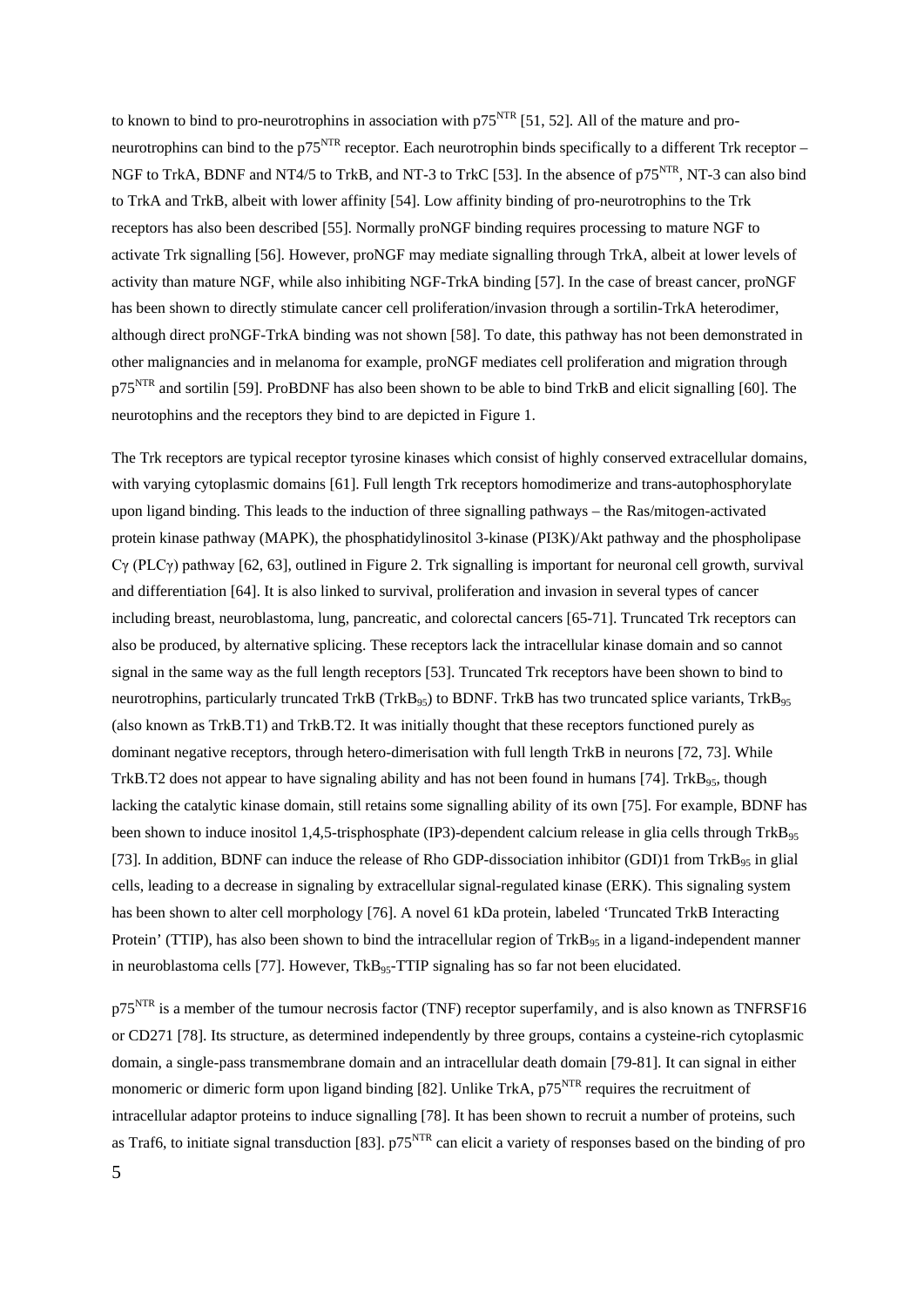to known to bind to pro-neurotrophins in association with $p75^{NTR}$ [51, 52]. All of the mature and pro-neurotrophins can bind to the $p75^{NTR}$ receptor. Each neurotrophin binds specifically to a different Trk receptor – NGF to TrkA, BDNF and NT4/5 to TrkB, and NT-3 to TrkC [53]. In the absence of $p75^{NTR}$, NT-3 can also bind to TrkA and TrkB, albeit with lower affinity [54]. Low affinity binding of pro-neurotrophins to the Trk receptors has also been described [55]. Normally proNGF binding requires processing to mature NGF to activate Trk signalling [56]. However, proNGF may mediate signalling through TrkA, albeit at lower levels of activity than mature NGF, while also inhibiting NGF-TrkA binding [57]. In the case of breast cancer, proNGF has been shown to directly stimulate cancer cell proliferation/invasion through a sortilin-TrkA heterodimer, although direct proNGF-TrkA binding was not shown [58]. To date, this pathway has not been demonstrated in other malignancies and in melanoma for example, proNGF mediates cell proliferation and migration through $p75^{NTR}$ and sortilin [59]. ProBDNF has also been shown to be able to bind TrkB and elicit signalling [60]. The neurotophins and the receptors they bind to are depicted in Figure 1.

The Trk receptors are typical receptor tyrosine kinases which consist of highly conserved extracellular domains, with varying cytoplasmic domains [61]. Full length Trk receptors homodimerize and trans-autophosphorylate upon ligand binding. This leads to the induction of three signalling pathways – the Ras/mitogen-activated protein kinase pathway (MAPK), the phosphatidylinositol 3-kinase (PI3K)/Akt pathway and the phospholipase Cγ (PLCγ) pathway [62, 63], outlined in Figure 2. Trk signalling is important for neuronal cell growth, survival and differentiation [64]. It is also linked to survival, proliferation and invasion in several types of cancer including breast, neuroblastoma, lung, pancreatic, and colorectal cancers [65-71]. Truncated Trk receptors can also be produced, by alternative splicing. These receptors lack the intracellular kinase domain and so cannot signal in the same way as the full length receptors [53]. Truncated Trk receptors have been shown to bind to neurotrophins, particularly truncated TrkB ($TrkB_{95}$) to BDNF. TrkB has two truncated splice variants, $TrkB_{95}$ (also known as TrkB.T1) and TrkB.T2. It was initially thought that these receptors functioned purely as dominant negative receptors, through hetero-dimerisation with full length TrkB in neurons [72, 73]. While TrkB.T2 does not appear to have signaling ability and has not been found in humans [74]. $TrkB_{95}$, though lacking the catalytic kinase domain, still retains some signalling ability of its own [75]. For example, BDNF has been shown to induce inositol 1,4,5-trisphosphate (IP3)-dependent calcium release in glia cells through $TrkB_{95}$ [73]. In addition, BDNF can induce the release of Rho GDP-dissociation inhibitor (GDI)1 from $TrkB_{95}$ in glial cells, leading to a decrease in signaling by extracellular signal-regulated kinase (ERK). This signaling system has been shown to alter cell morphology [76]. A novel 61 kDa protein, labeled 'Truncated TrkB Interacting Protein' (TTIP), has also been shown to bind the intracellular region of $TrkB_{95}$ in a ligand-independent manner in neuroblastoma cells [77]. However, $TkB_{95}$-TTIP signaling has so far not been elucidated.

$p75^{NTR}$ is a member of the tumour necrosis factor (TNF) receptor superfamily, and is also known as TNFRSF16 or CD271 [78]. Its structure, as determined independently by three groups, contains a cysteine-rich cytoplasmic domain, a single-pass transmembrane domain and an intracellular death domain [79-81]. It can signal in either monomeric or dimeric form upon ligand binding [82]. Unlike TrkA, $p75^{NTR}$ requires the recruitment of intracellular adaptor proteins to induce signalling [78]. It has been shown to recruit a number of proteins, such as Traf6, to initiate signal transduction [83]. $p75^{NTR}$ can elicit a variety of responses based on the binding of pro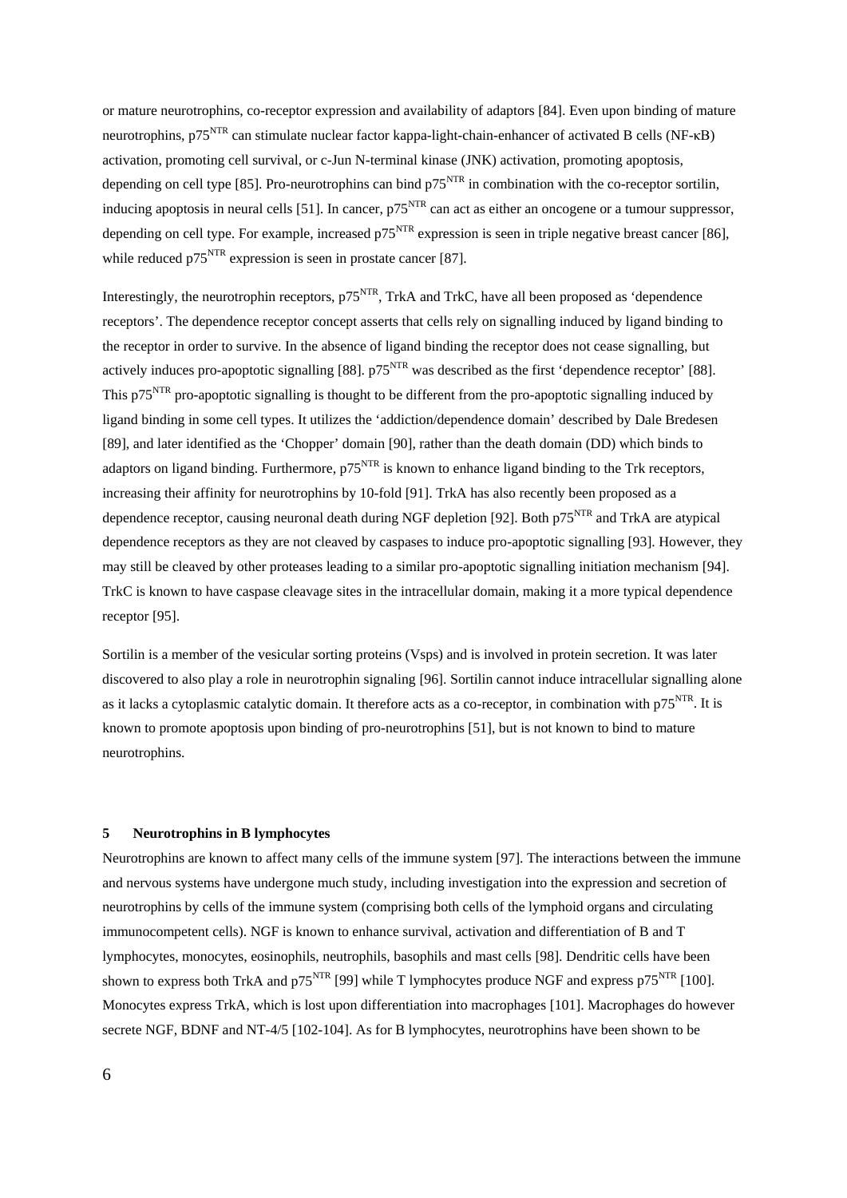or mature neurotrophins, co-receptor expression and availability of adaptors [84]. Even upon binding of mature neurotrophins, $p75^{NTR}$ can stimulate nuclear factor kappa-light-chain-enhancer of activated B cells (NF-κB) activation, promoting cell survival, or c-Jun N-terminal kinase (JNK) activation, promoting apoptosis, depending on cell type [85]. Pro-neurotrophins can bind $p75^{NTR}$ in combination with the co-receptor sortilin, inducing apoptosis in neural cells [51]. In cancer, $p75^{NTR}$ can act as either an oncogene or a tumour suppressor, depending on cell type. For example, increased $p75^{NTR}$ expression is seen in triple negative breast cancer [86], while reduced $p75^{NTR}$ expression is seen in prostate cancer [87].

Interestingly, the neurotrophin receptors, $p75^{NTR}$, TrkA and TrkC, have all been proposed as 'dependence receptors'. The dependence receptor concept asserts that cells rely on signalling induced by ligand binding to the receptor in order to survive. In the absence of ligand binding the receptor does not cease signalling, but actively induces pro-apoptotic signalling [88]. $p75^{NTR}$ was described as the first 'dependence receptor' [88]. This $p75^{NTR}$ pro-apoptotic signalling is thought to be different from the pro-apoptotic signalling induced by ligand binding in some cell types. It utilizes the 'addiction/dependence domain' described by Dale Bredesen [89], and later identified as the 'Chopper' domain [90], rather than the death domain (DD) which binds to adaptors on ligand binding. Furthermore, $p75^{NTR}$ is known to enhance ligand binding to the Trk receptors, increasing their affinity for neurotrophins by 10-fold [91]. TrkA has also recently been proposed as a dependence receptor, causing neuronal death during NGF depletion [92]. Both $p75^{NTR}$ and TrkA are atypical dependence receptors as they are not cleaved by caspases to induce pro-apoptotic signalling [93]. However, they may still be cleaved by other proteases leading to a similar pro-apoptotic signalling initiation mechanism [94]. TrkC is known to have caspase cleavage sites in the intracellular domain, making it a more typical dependence receptor [95].

Sortilin is a member of the vesicular sorting proteins (Vsps) and is involved in protein secretion. It was later discovered to also play a role in neurotrophin signaling [96]. Sortilin cannot induce intracellular signalling alone as it lacks a cytoplasmic catalytic domain. It therefore acts as a co-receptor, in combination with $p75^{NTR}$. It is known to promote apoptosis upon binding of pro-neurotrophins [51], but is not known to bind to mature neurotrophins.

## 5 Neurotrophins in B lymphocytes

Neurotrophins are known to affect many cells of the immune system [97]. The interactions between the immune and nervous systems have undergone much study, including investigation into the expression and secretion of neurotrophins by cells of the immune system (comprising both cells of the lymphoid organs and circulating immunocompetent cells). NGF is known to enhance survival, activation and differentiation of B and T lymphocytes, monocytes, eosinophils, neutrophils, basophils and mast cells [98]. Dendritic cells have been shown to express both TrkA and $p75^{NTR}$ [99] while T lymphocytes produce NGF and express $p75^{NTR}$ [100]. Monocytes express TrkA, which is lost upon differentiation into macrophages [101]. Macrophages do however secrete NGF, BDNF and NT-4/5 [102-104]. As for B lymphocytes, neurotrophins have been shown to be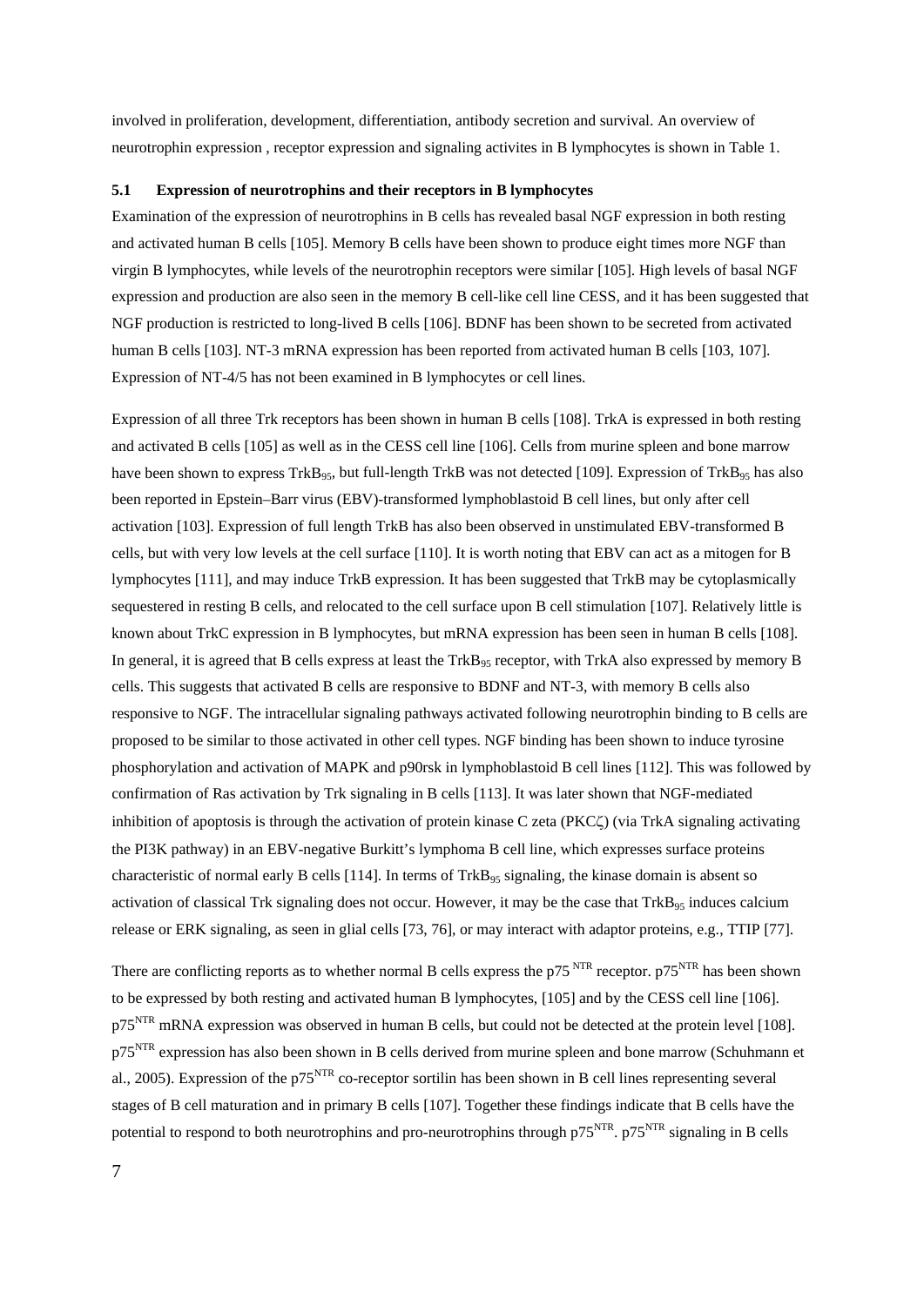involved in proliferation, development, differentiation, antibody secretion and survival. An overview of neurotrophin expression , receptor expression and signaling activites in B lymphocytes is shown in Table 1.

### 5.1 Expression of neurotrophins and their receptors in B lymphocytes

Examination of the expression of neurotrophins in B cells has revealed basal NGF expression in both resting and activated human B cells [105]. Memory B cells have been shown to produce eight times more NGF than virgin B lymphocytes, while levels of the neurotrophin receptors were similar [105]. High levels of basal NGF expression and production are also seen in the memory B cell-like cell line CESS, and it has been suggested that NGF production is restricted to long-lived B cells [106]. BDNF has been shown to be secreted from activated human B cells [103]. NT-3 mRNA expression has been reported from activated human B cells [103, 107]. Expression of NT-4/5 has not been examined in B lymphocytes or cell lines.

Expression of all three Trk receptors has been shown in human B cells [108]. TrkA is expressed in both resting and activated B cells [105] as well as in the CESS cell line [106]. Cells from murine spleen and bone marrow have been shown to express $TrkB_{95}$, but full-length TrkB was not detected [109]. Expression of $TrkB_{95}$ has also been reported in Epstein–Barr virus (EBV)-transformed lymphoblastoid B cell lines, but only after cell activation [103]. Expression of full length TrkB has also been observed in unstimulated EBV-transformed B cells, but with very low levels at the cell surface [110]. It is worth noting that EBV can act as a mitogen for B lymphocytes [111], and may induce TrkB expression. It has been suggested that TrkB may be cytoplasmically sequestered in resting B cells, and relocated to the cell surface upon B cell stimulation [107]. Relatively little is known about TrkC expression in B lymphocytes, but mRNA expression has been seen in human B cells [108]. In general, it is agreed that B cells express at least the $TrkB_{95}$ receptor, with TrkA also expressed by memory B cells. This suggests that activated B cells are responsive to BDNF and NT-3, with memory B cells also responsive to NGF. The intracellular signaling pathways activated following neurotrophin binding to B cells are proposed to be similar to those activated in other cell types. NGF binding has been shown to induce tyrosine phosphorylation and activation of MAPK and p90rsk in lymphoblastoid B cell lines [112]. This was followed by confirmation of Ras activation by Trk signaling in B cells [113]. It was later shown that NGF-mediated inhibition of apoptosis is through the activation of protein kinase C zeta (PKCζ) (via TrkA signaling activating the PI3K pathway) in an EBV-negative Burkitt's lymphoma B cell line, which expresses surface proteins characteristic of normal early B cells [114]. In terms of $TrkB_{95}$ signaling, the kinase domain is absent so activation of classical Trk signaling does not occur. However, it may be the case that $TrkB_{95}$ induces calcium release or ERK signaling, as seen in glial cells [73, 76], or may interact with adaptor proteins, e.g., TTIP [77].

There are conflicting reports as to whether normal B cells express the $p75^{NTR}$ receptor. $p75^{NTR}$ has been shown to be expressed by both resting and activated human B lymphocytes, [105] and by the CESS cell line [106]. $p75^{NTR}$ mRNA expression was observed in human B cells, but could not be detected at the protein level [108]. $p75^{NTR}$ expression has also been shown in B cells derived from murine spleen and bone marrow (Schuhmann et al., 2005). Expression of the $p75^{NTR}$ co-receptor sortilin has been shown in B cell lines representing several stages of B cell maturation and in primary B cells [107]. Together these findings indicate that B cells have the potential to respond to both neurotrophins and pro-neurotrophins through $p75^{NTR}$. $p75^{NTR}$ signaling in B cells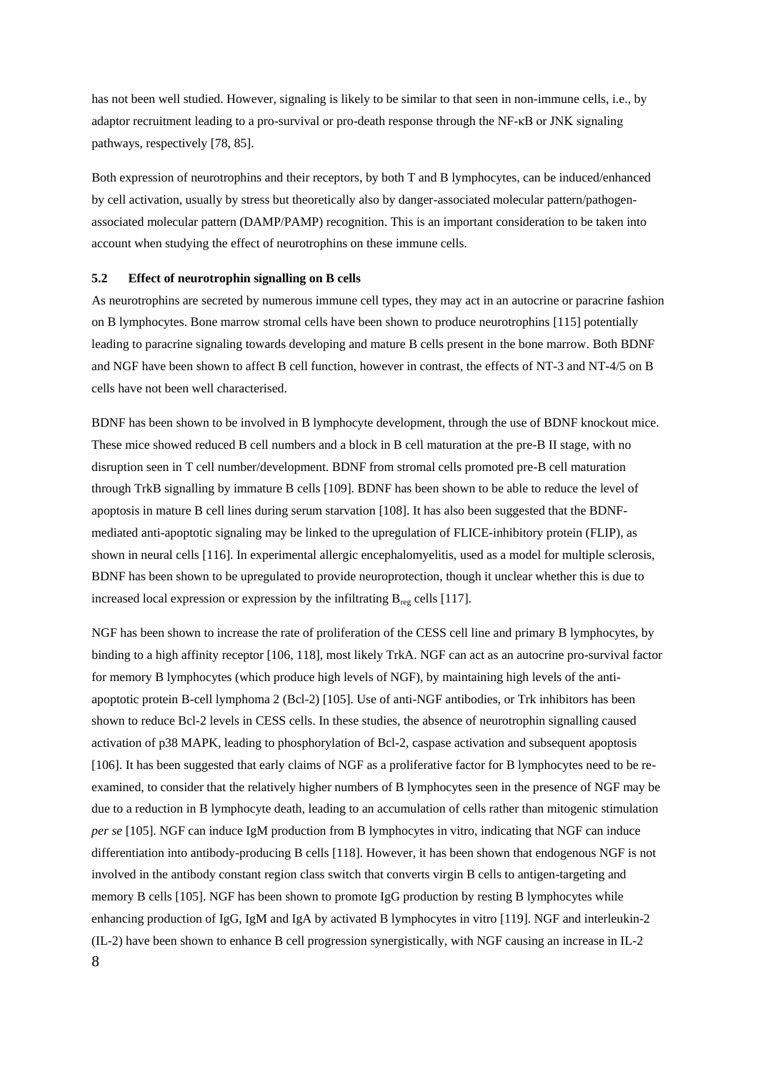has not been well studied. However, signaling is likely to be similar to that seen in non-immune cells, i.e., by adaptor recruitment leading to a pro-survival or pro-death response through the NF-κB or JNK signaling pathways, respectively [78, 85].

Both expression of neurotrophins and their receptors, by both T and B lymphocytes, can be induced/enhanced by cell activation, usually by stress but theoretically also by danger-associated molecular pattern/pathogen-associated molecular pattern (DAMP/PAMP) recognition. This is an important consideration to be taken into account when studying the effect of neurotrophins on these immune cells.

### 5.2 Effect of neurotrophin signalling on B cells

As neurotrophins are secreted by numerous immune cell types, they may act in an autocrine or paracrine fashion on B lymphocytes. Bone marrow stromal cells have been shown to produce neurotrophins [115] potentially leading to paracrine signaling towards developing and mature B cells present in the bone marrow. Both BDNF and NGF have been shown to affect B cell function, however in contrast, the effects of NT-3 and NT-4/5 on B cells have not been well characterised.

BDNF has been shown to be involved in B lymphocyte development, through the use of BDNF knockout mice. These mice showed reduced B cell numbers and a block in B cell maturation at the pre-B II stage, with no disruption seen in T cell number/development. BDNF from stromal cells promoted pre-B cell maturation through TrkB signalling by immature B cells [109]. BDNF has been shown to be able to reduce the level of apoptosis in mature B cell lines during serum starvation [108]. It has also been suggested that the BDNF-mediated anti-apoptotic signaling may be linked to the upregulation of FLICE-inhibitory protein (FLIP), as shown in neural cells [116]. In experimental allergic encephalomyelitis, used as a model for multiple sclerosis, BDNF has been shown to be upregulated to provide neuroprotection, though it unclear whether this is due to increased local expression or expression by the infiltrating $B_{reg}$ cells [117].

NGF has been shown to increase the rate of proliferation of the CESS cell line and primary B lymphocytes, by binding to a high affinity receptor [106, 118], most likely TrkA. NGF can act as an autocrine pro-survival factor for memory B lymphocytes (which produce high levels of NGF), by maintaining high levels of the anti-apoptotic protein B-cell lymphoma 2 (Bcl-2) [105]. Use of anti-NGF antibodies, or Trk inhibitors has been shown to reduce Bcl-2 levels in CESS cells. In these studies, the absence of neurotrophin signalling caused activation of p38 MAPK, leading to phosphorylation of Bcl-2, caspase activation and subsequent apoptosis [106]. It has been suggested that early claims of NGF as a proliferative factor for B lymphocytes need to be re-examined, to consider that the relatively higher numbers of B lymphocytes seen in the presence of NGF may be due to a reduction in B lymphocyte death, leading to an accumulation of cells rather than mitogenic stimulation *per se* [105]. NGF can induce IgM production from B lymphocytes in vitro, indicating that NGF can induce differentiation into antibody-producing B cells [118]. However, it has been shown that endogenous NGF is not involved in the antibody constant region class switch that converts virgin B cells to antigen-targeting and memory B cells [105]. NGF has been shown to promote IgG production by resting B lymphocytes while enhancing production of IgG, IgM and IgA by activated B lymphocytes in vitro [119]. NGF and interleukin-2 (IL-2) have been shown to enhance B cell progression synergistically, with NGF causing an increase in IL-2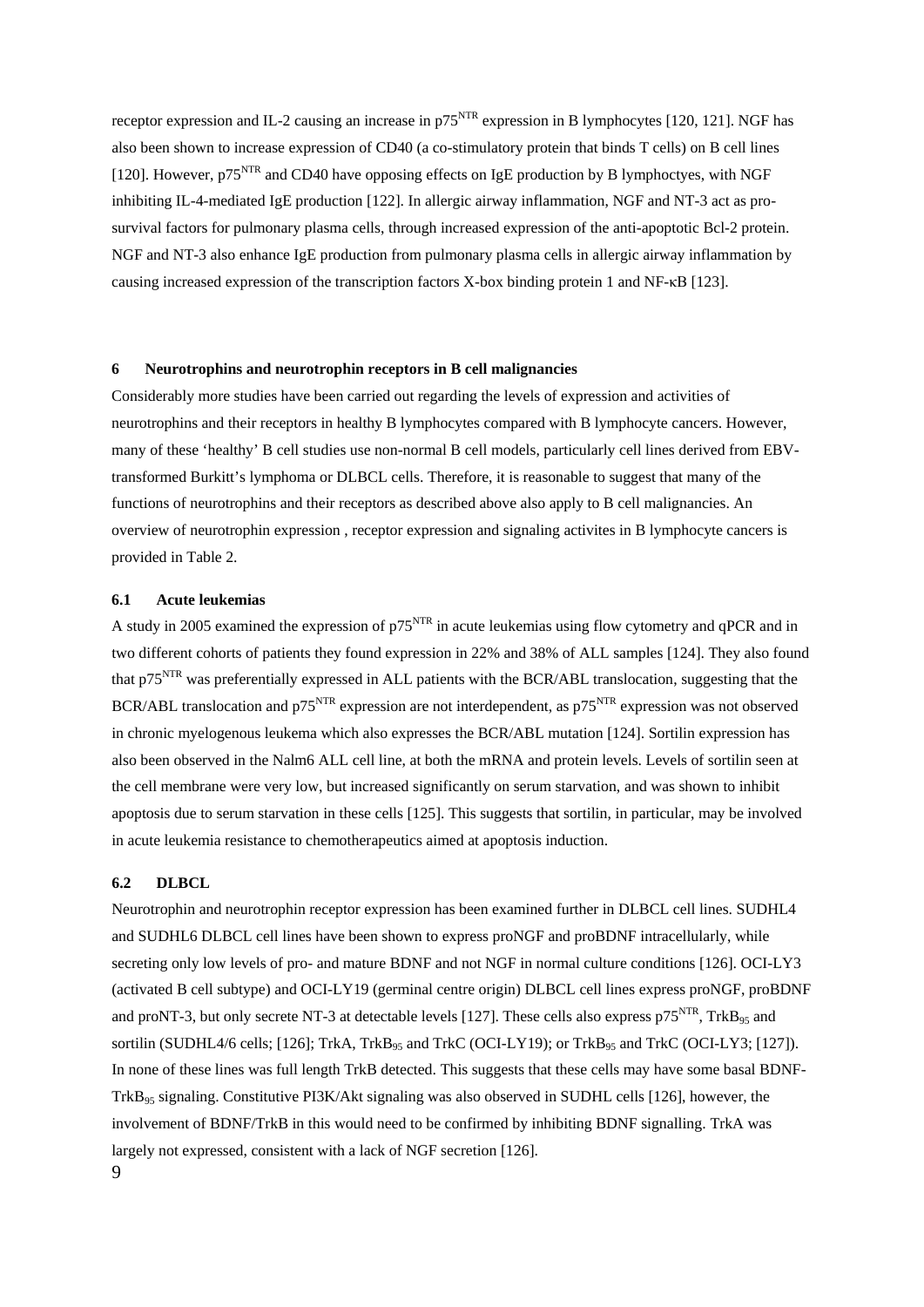receptor expression and IL-2 causing an increase in $p75^{NTR}$ expression in B lymphocytes [120, 121]. NGF has also been shown to increase expression of CD40 (a co-stimulatory protein that binds T cells) on B cell lines [120]. However, $p75^{NTR}$ and CD40 have opposing effects on IgE production by B lymphoctyes, with NGF inhibiting IL-4-mediated IgE production [122]. In allergic airway inflammation, NGF and NT-3 act as pro-survival factors for pulmonary plasma cells, through increased expression of the anti-apoptotic Bcl-2 protein. NGF and NT-3 also enhance IgE production from pulmonary plasma cells in allergic airway inflammation by causing increased expression of the transcription factors X-box binding protein 1 and NF-κB [123].

## 6 Neurotrophins and neurotrophin receptors in B cell malignancies

Considerably more studies have been carried out regarding the levels of expression and activities of neurotrophins and their receptors in healthy B lymphocytes compared with B lymphocyte cancers. However, many of these 'healthy' B cell studies use non-normal B cell models, particularly cell lines derived from EBV-transformed Burkitt's lymphoma or DLBCL cells. Therefore, it is reasonable to suggest that many of the functions of neurotrophins and their receptors as described above also apply to B cell malignancies. An overview of neurotrophin expression , receptor expression and signaling activites in B lymphocyte cancers is provided in Table 2.

### 6.1 Acute leukemias

A study in 2005 examined the expression of $p75^{NTR}$ in acute leukemias using flow cytometry and qPCR and in two different cohorts of patients they found expression in 22% and 38% of ALL samples [124]. They also found that $p75^{NTR}$ was preferentially expressed in ALL patients with the BCR/ABL translocation, suggesting that the BCR/ABL translocation and $p75^{NTR}$ expression are not interdependent, as $p75^{NTR}$ expression was not observed in chronic myelogenous leukema which also expresses the BCR/ABL mutation [124]. Sortilin expression has also been observed in the Nalm6 ALL cell line, at both the mRNA and protein levels. Levels of sortilin seen at the cell membrane were very low, but increased significantly on serum starvation, and was shown to inhibit apoptosis due to serum starvation in these cells [125]. This suggests that sortilin, in particular, may be involved in acute leukemia resistance to chemotherapeutics aimed at apoptosis induction.

### 6.2 DLBCL

Neurotrophin and neurotrophin receptor expression has been examined further in DLBCL cell lines. SUDHL4 and SUDHL6 DLBCL cell lines have been shown to express proNGF and proBDNF intracellularly, while secreting only low levels of pro- and mature BDNF and not NGF in normal culture conditions [126]. OCI-LY3 (activated B cell subtype) and OCI-LY19 (germinal centre origin) DLBCL cell lines express proNGF, proBDNF and proNT-3, but only secrete NT-3 at detectable levels [127]. These cells also express $p75^{NTR}$, $TrkB_{95}$ and sortilin (SUDHL4/6 cells; [126]; TrkA, $TrkB_{95}$ and TrkC (OCI-LY19); or $TrkB_{95}$ and TrkC (OCI-LY3; [127]). In none of these lines was full length TrkB detected. This suggests that these cells may have some basal BDNF-$TrkB_{95}$ signaling. Constitutive PI3K/Akt signaling was also observed in SUDHL cells [126], however, the involvement of BDNF/TrkB in this would need to be confirmed by inhibiting BDNF signalling. TrkA was largely not expressed, consistent with a lack of NGF secretion [126].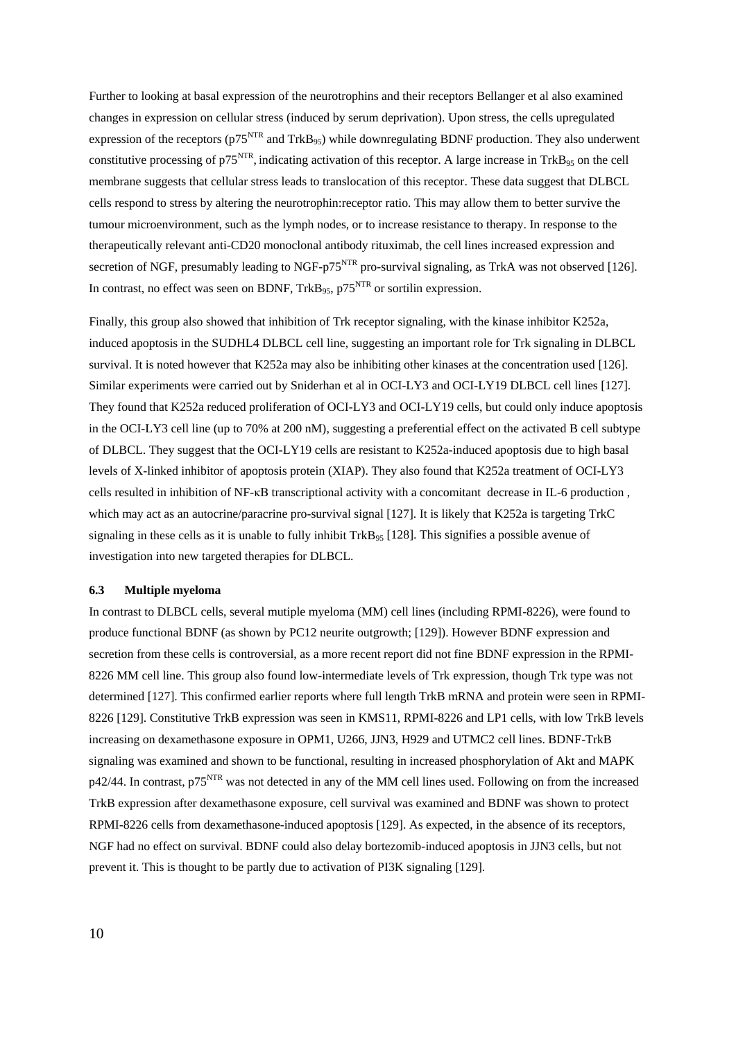Further to looking at basal expression of the neurotrophins and their receptors Bellanger et al also examined changes in expression on cellular stress (induced by serum deprivation). Upon stress, the cells upregulated expression of the receptors ($p75^{NTR}$ and $TrkB_{95}$) while downregulating BDNF production. They also underwent constitutive processing of $p75^{NTR}$, indicating activation of this receptor. A large increase in $TrkB_{95}$ on the cell membrane suggests that cellular stress leads to translocation of this receptor. These data suggest that DLBCL cells respond to stress by altering the neurotrophin:receptor ratio. This may allow them to better survive the tumour microenvironment, such as the lymph nodes, or to increase resistance to therapy. In response to the therapeutically relevant anti-CD20 monoclonal antibody rituximab, the cell lines increased expression and secretion of NGF, presumably leading to NGF-$p75^{NTR}$ pro-survival signaling, as TrkA was not observed [126]. In contrast, no effect was seen on BDNF, $TrkB_{95}$, $p75^{NTR}$ or sortilin expression.

Finally, this group also showed that inhibition of Trk receptor signaling, with the kinase inhibitor K252a, induced apoptosis in the SUDHL4 DLBCL cell line, suggesting an important role for Trk signaling in DLBCL survival. It is noted however that K252a may also be inhibiting other kinases at the concentration used [126]. Similar experiments were carried out by Sniderhan et al in OCI-LY3 and OCI-LY19 DLBCL cell lines [127]. They found that K252a reduced proliferation of OCI-LY3 and OCI-LY19 cells, but could only induce apoptosis in the OCI-LY3 cell line (up to 70% at 200 nM), suggesting a preferential effect on the activated B cell subtype of DLBCL. They suggest that the OCI-LY19 cells are resistant to K252a-induced apoptosis due to high basal levels of X-linked inhibitor of apoptosis protein (XIAP). They also found that K252a treatment of OCI-LY3 cells resulted in inhibition of NF-κB transcriptional activity with a concomitant decrease in IL-6 production , which may act as an autocrine/paracrine pro-survival signal [127]. It is likely that K252a is targeting TrkC signaling in these cells as it is unable to fully inhibit $TrkB_{95}$ [128]. This signifies a possible avenue of investigation into new targeted therapies for DLBCL.

### 6.3 Multiple myeloma

In contrast to DLBCL cells, several mutiple myeloma (MM) cell lines (including RPMI-8226), were found to produce functional BDNF (as shown by PC12 neurite outgrowth; [129]). However BDNF expression and secretion from these cells is controversial, as a more recent report did not fine BDNF expression in the RPMI-8226 MM cell line. This group also found low-intermediate levels of Trk expression, though Trk type was not determined [127]. This confirmed earlier reports where full length TrkB mRNA and protein were seen in RPMI-8226 [129]. Constitutive TrkB expression was seen in KMS11, RPMI-8226 and LP1 cells, with low TrkB levels increasing on dexamethasone exposure in OPM1, U266, JJN3, H929 and UTMC2 cell lines. BDNF-TrkB signaling was examined and shown to be functional, resulting in increased phosphorylation of Akt and MAPK p42/44. In contrast, $p75^{NTR}$ was not detected in any of the MM cell lines used. Following on from the increased TrkB expression after dexamethasone exposure, cell survival was examined and BDNF was shown to protect RPMI-8226 cells from dexamethasone-induced apoptosis [129]. As expected, in the absence of its receptors, NGF had no effect on survival. BDNF could also delay bortezomib-induced apoptosis in JJN3 cells, but not prevent it. This is thought to be partly due to activation of PI3K signaling [129].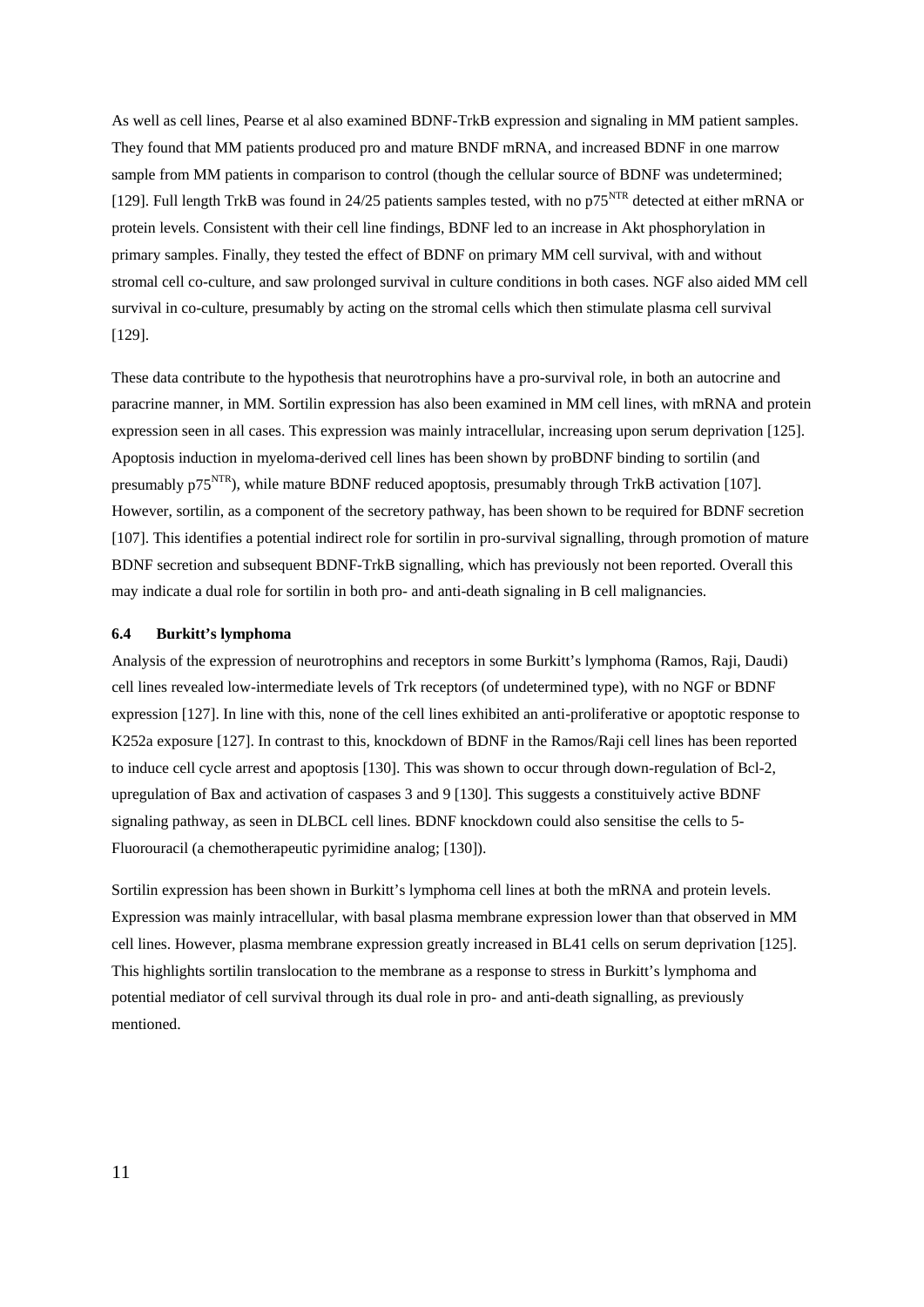As well as cell lines, Pearse et al also examined BDNF-TrkB expression and signaling in MM patient samples. They found that MM patients produced pro and mature BNDF mRNA, and increased BDNF in one marrow sample from MM patients in comparison to control (though the cellular source of BDNF was undetermined; [129]. Full length TrkB was found in 24/25 patients samples tested, with no p75$^{NTR}$ detected at either mRNA or protein levels. Consistent with their cell line findings, BDNF led to an increase in Akt phosphorylation in primary samples. Finally, they tested the effect of BDNF on primary MM cell survival, with and without stromal cell co-culture, and saw prolonged survival in culture conditions in both cases. NGF also aided MM cell survival in co-culture, presumably by acting on the stromal cells which then stimulate plasma cell survival [129].

These data contribute to the hypothesis that neurotrophins have a pro-survival role, in both an autocrine and paracrine manner, in MM. Sortilin expression has also been examined in MM cell lines, with mRNA and protein expression seen in all cases. This expression was mainly intracellular, increasing upon serum deprivation [125]. Apoptosis induction in myeloma-derived cell lines has been shown by proBDNF binding to sortilin (and presumably p75$^{NTR}$), while mature BDNF reduced apoptosis, presumably through TrkB activation [107]. However, sortilin, as a component of the secretory pathway, has been shown to be required for BDNF secretion [107]. This identifies a potential indirect role for sortilin in pro-survival signalling, through promotion of mature BDNF secretion and subsequent BDNF-TrkB signalling, which has previously not been reported. Overall this may indicate a dual role for sortilin in both pro- and anti-death signaling in B cell malignancies.

### 6.4 Burkitt's lymphoma

Analysis of the expression of neurotrophins and receptors in some Burkitt's lymphoma (Ramos, Raji, Daudi) cell lines revealed low-intermediate levels of Trk receptors (of undetermined type), with no NGF or BDNF expression [127]. In line with this, none of the cell lines exhibited an anti-proliferative or apoptotic response to K252a exposure [127]. In contrast to this, knockdown of BDNF in the Ramos/Raji cell lines has been reported to induce cell cycle arrest and apoptosis [130]. This was shown to occur through down-regulation of Bcl-2, upregulation of Bax and activation of caspases 3 and 9 [130]. This suggests a constituively active BDNF signaling pathway, as seen in DLBCL cell lines. BDNF knockdown could also sensitise the cells to 5-Fluorouracil (a chemotherapeutic pyrimidine analog; [130]).

Sortilin expression has been shown in Burkitt's lymphoma cell lines at both the mRNA and protein levels. Expression was mainly intracellular, with basal plasma membrane expression lower than that observed in MM cell lines. However, plasma membrane expression greatly increased in BL41 cells on serum deprivation [125]. This highlights sortilin translocation to the membrane as a response to stress in Burkitt's lymphoma and potential mediator of cell survival through its dual role in pro- and anti-death signalling, as previously mentioned.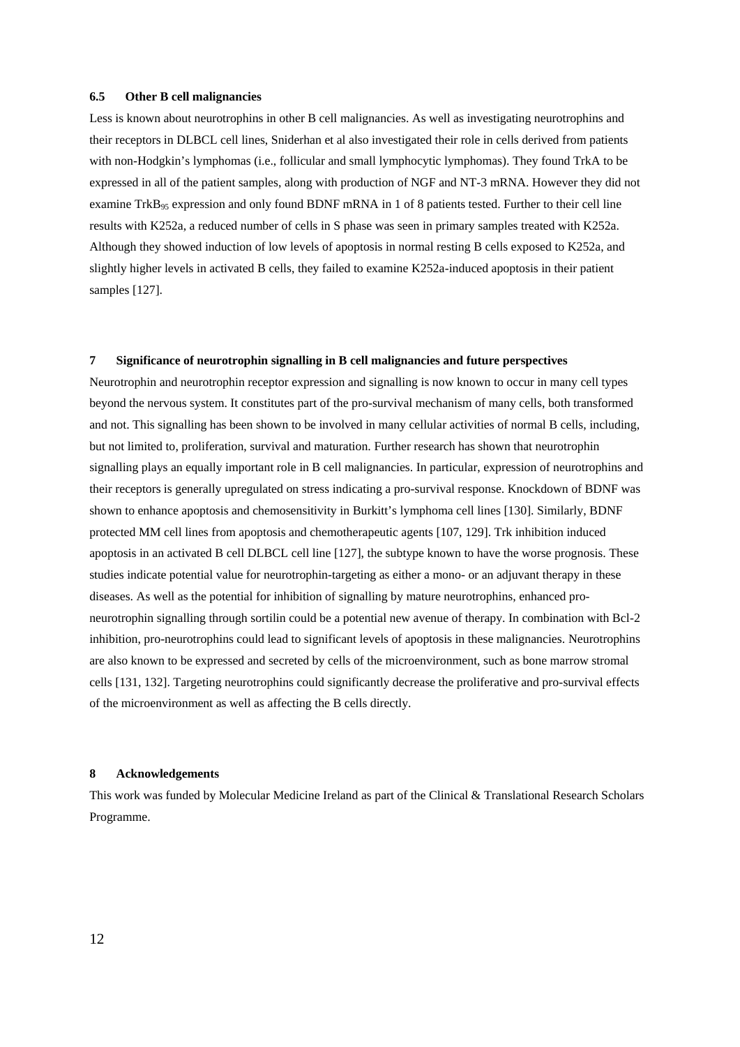### 6.5 Other B cell malignancies

Less is known about neurotrophins in other B cell malignancies. As well as investigating neurotrophins and their receptors in DLBCL cell lines, Sniderhan et al also investigated their role in cells derived from patients with non-Hodgkin's lymphomas (i.e., follicular and small lymphocytic lymphomas). They found TrkA to be expressed in all of the patient samples, along with production of NGF and NT-3 mRNA. However they did not examine $TrkB_{95}$ expression and only found BDNF mRNA in 1 of 8 patients tested. Further to their cell line results with K252a, a reduced number of cells in S phase was seen in primary samples treated with K252a. Although they showed induction of low levels of apoptosis in normal resting B cells exposed to K252a, and slightly higher levels in activated B cells, they failed to examine K252a-induced apoptosis in their patient samples [127].

## 7 Significance of neurotrophin signalling in B cell malignancies and future perspectives

Neurotrophin and neurotrophin receptor expression and signalling is now known to occur in many cell types beyond the nervous system. It constitutes part of the pro-survival mechanism of many cells, both transformed and not. This signalling has been shown to be involved in many cellular activities of normal B cells, including, but not limited to, proliferation, survival and maturation. Further research has shown that neurotrophin signalling plays an equally important role in B cell malignancies. In particular, expression of neurotrophins and their receptors is generally upregulated on stress indicating a pro-survival response. Knockdown of BDNF was shown to enhance apoptosis and chemosensitivity in Burkitt's lymphoma cell lines [130]. Similarly, BDNF protected MM cell lines from apoptosis and chemotherapeutic agents [107, 129]. Trk inhibition induced apoptosis in an activated B cell DLBCL cell line [127], the subtype known to have the worse prognosis. These studies indicate potential value for neurotrophin-targeting as either a mono- or an adjuvant therapy in these diseases. As well as the potential for inhibition of signalling by mature neurotrophins, enhanced pro-neurotrophin signalling through sortilin could be a potential new avenue of therapy. In combination with Bcl-2 inhibition, pro-neurotrophins could lead to significant levels of apoptosis in these malignancies. Neurotrophins are also known to be expressed and secreted by cells of the microenvironment, such as bone marrow stromal cells [131, 132]. Targeting neurotrophins could significantly decrease the proliferative and pro-survival effects of the microenvironment as well as affecting the B cells directly.

## 8 Acknowledgements

This work was funded by Molecular Medicine Ireland as part of the Clinical & Translational Research Scholars Programme.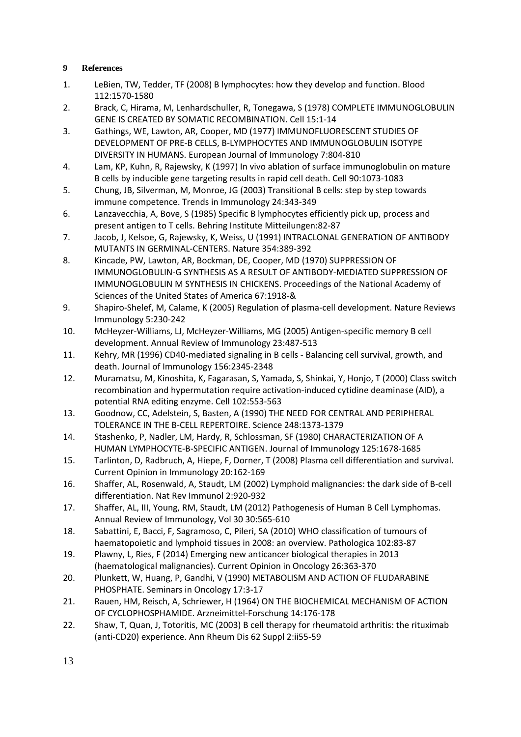## 9 References

1. LeBien, TW, Tedder, TF (2008) B lymphocytes: how they develop and function. Blood 112:1570-1580
2. Brack, C, Hirama, M, Lenhardschuller, R, Tonegawa, S (1978) COMPLETE IMMUNOGLOBULIN GENE IS CREATED BY SOMATIC RECOMBINATION. Cell 15:1-14
3. Gathings, WE, Lawton, AR, Cooper, MD (1977) IMMUNOFLUORESCENT STUDIES OF DEVELOPMENT OF PRE-B CELLS, B-LYMPHOCYTES AND IMMUNOGLOBULIN ISOTYPE DIVERSITY IN HUMANS. European Journal of Immunology 7:804-810
4. Lam, KP, Kuhn, R, Rajewsky, K (1997) In vivo ablation of surface immunoglobulin on mature B cells by inducible gene targeting results in rapid cell death. Cell 90:1073-1083
5. Chung, JB, Silverman, M, Monroe, JG (2003) Transitional B cells: step by step towards immune competence. Trends in Immunology 24:343-349
6. Lanzavecchia, A, Bove, S (1985) Specific B lymphocytes efficiently pick up, process and present antigen to T cells. Behring Institute Mitteilungen:82-87
7. Jacob, J, Kelsoe, G, Rajewsky, K, Weiss, U (1991) INTRACLONAL GENERATION OF ANTIBODY MUTANTS IN GERMINAL-CENTERS. Nature 354:389-392
8. Kincade, PW, Lawton, AR, Bockman, DE, Cooper, MD (1970) SUPPRESSION OF IMMUNOGLOBULIN-G SYNTHESIS AS A RESULT OF ANTIBODY-MEDIATED SUPPRESSION OF IMMUNOGLOBULIN M SYNTHESIS IN CHICKENS. Proceedings of the National Academy of Sciences of the United States of America 67:1918-&
9. Shapiro-Shelef, M, Calame, K (2005) Regulation of plasma-cell development. Nature Reviews Immunology 5:230-242
10. McHeyzer-Williams, LJ, McHeyzer-Williams, MG (2005) Antigen-specific memory B cell development. Annual Review of Immunology 23:487-513
11. Kehry, MR (1996) CD40-mediated signaling in B cells - Balancing cell survival, growth, and death. Journal of Immunology 156:2345-2348
12. Muramatsu, M, Kinoshita, K, Fagarasan, S, Yamada, S, Shinkai, Y, Honjo, T (2000) Class switch recombination and hypermutation require activation-induced cytidine deaminase (AID), a potential RNA editing enzyme. Cell 102:553-563
13. Goodnow, CC, Adelstein, S, Basten, A (1990) THE NEED FOR CENTRAL AND PERIPHERAL TOLERANCE IN THE B-CELL REPERTOIRE. Science 248:1373-1379
14. Stashenko, P, Nadler, LM, Hardy, R, Schlossman, SF (1980) CHARACTERIZATION OF A HUMAN LYMPHOCYTE-B-SPECIFIC ANTIGEN. Journal of Immunology 125:1678-1685
15. Tarlinton, D, Radbruch, A, Hiepe, F, Dorner, T (2008) Plasma cell differentiation and survival. Current Opinion in Immunology 20:162-169
16. Shaffer, AL, Rosenwald, A, Staudt, LM (2002) Lymphoid malignancies: the dark side of B-cell differentiation. Nat Rev Immunol 2:920-932
17. Shaffer, AL, III, Young, RM, Staudt, LM (2012) Pathogenesis of Human B Cell Lymphomas. Annual Review of Immunology, Vol 30 30:565-610
18. Sabattini, E, Bacci, F, Sagramoso, C, Pileri, SA (2010) WHO classification of tumours of haematopoietic and lymphoid tissues in 2008: an overview. Pathologica 102:83-87
19. Plawny, L, Ries, F (2014) Emerging new anticancer biological therapies in 2013 (haematological malignancies). Current Opinion in Oncology 26:363-370
20. Plunkett, W, Huang, P, Gandhi, V (1990) METABOLISM AND ACTION OF FLUDARABINE PHOSPHATE. Seminars in Oncology 17:3-17
21. Rauen, HM, Reisch, A, Schriewer, H (1964) ON THE BIOCHEMICAL MECHANISM OF ACTION OF CYCLOPHOSPHAMIDE. Arzneimittel-Forschung 14:176-178
22. Shaw, T, Quan, J, Totoritis, MC (2003) B cell therapy for rheumatoid arthritis: the rituximab (anti-CD20) experience. Ann Rheum Dis 62 Suppl 2:ii55-59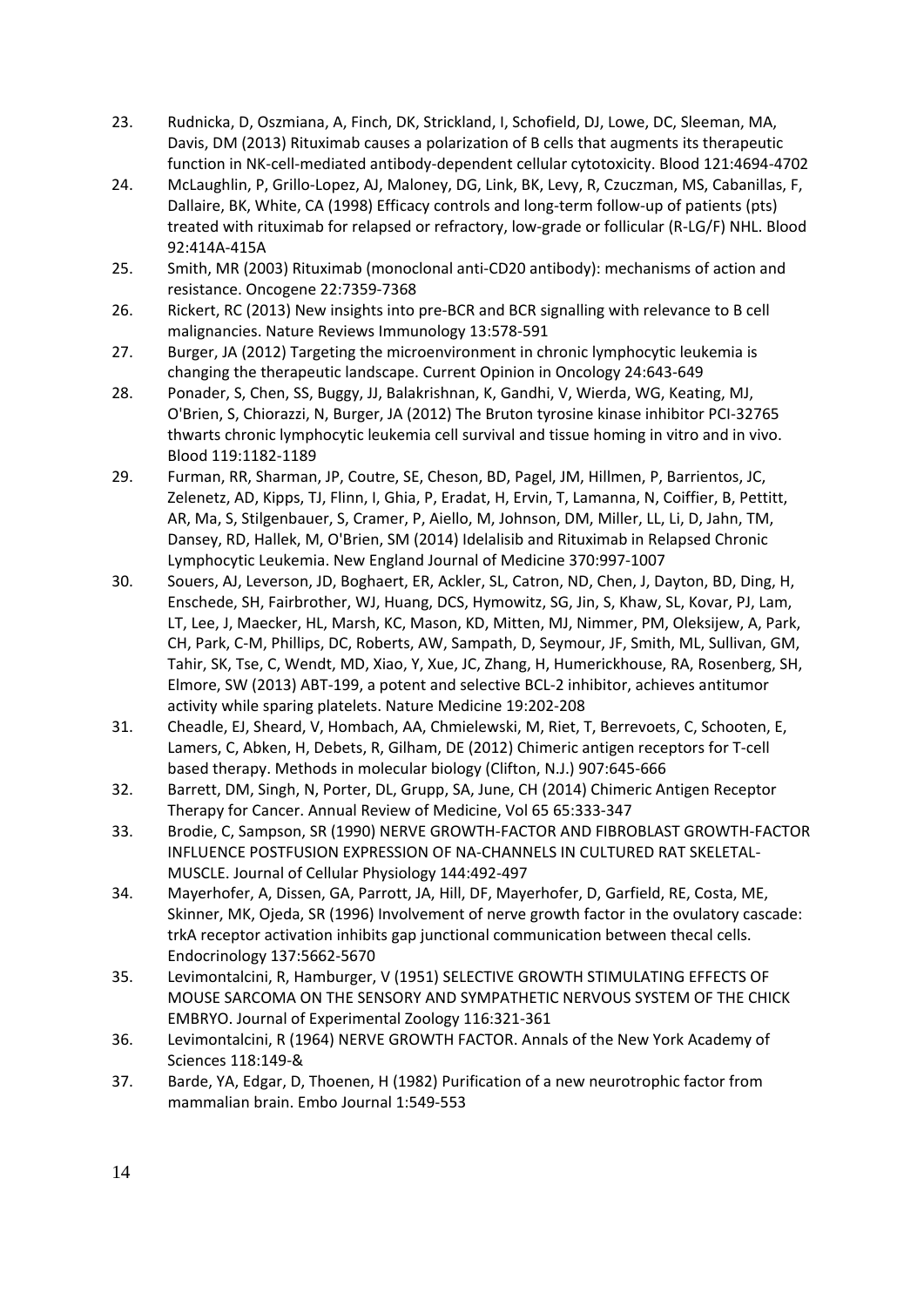23. Rudnicka, D, Oszmiana, A, Finch, DK, Strickland, I, Schofield, DJ, Lowe, DC, Sleeman, MA, Davis, DM (2013) Rituximab causes a polarization of B cells that augments its therapeutic function in NK-cell-mediated antibody-dependent cellular cytotoxicity. Blood 121:4694-4702
24. McLaughlin, P, Grillo-Lopez, AJ, Maloney, DG, Link, BK, Levy, R, Czuczman, MS, Cabanillas, F, Dallaire, BK, White, CA (1998) Efficacy controls and long-term follow-up of patients (pts) treated with rituximab for relapsed or refractory, low-grade or follicular (R-LG/F) NHL. Blood 92:414A-415A
25. Smith, MR (2003) Rituximab (monoclonal anti-CD20 antibody): mechanisms of action and resistance. Oncogene 22:7359-7368
26. Rickert, RC (2013) New insights into pre-BCR and BCR signalling with relevance to B cell malignancies. Nature Reviews Immunology 13:578-591
27. Burger, JA (2012) Targeting the microenvironment in chronic lymphocytic leukemia is changing the therapeutic landscape. Current Opinion in Oncology 24:643-649
28. Ponader, S, Chen, SS, Buggy, JJ, Balakrishnan, K, Gandhi, V, Wierda, WG, Keating, MJ, O'Brien, S, Chiorazzi, N, Burger, JA (2012) The Bruton tyrosine kinase inhibitor PCI-32765 thwarts chronic lymphocytic leukemia cell survival and tissue homing in vitro and in vivo. Blood 119:1182-1189
29. Furman, RR, Sharman, JP, Coutre, SE, Cheson, BD, Pagel, JM, Hillmen, P, Barrientos, JC, Zelenetz, AD, Kipps, TJ, Flinn, I, Ghia, P, Eradat, H, Ervin, T, Lamanna, N, Coiffier, B, Pettitt, AR, Ma, S, Stilgenbauer, S, Cramer, P, Aiello, M, Johnson, DM, Miller, LL, Li, D, Jahn, TM, Dansey, RD, Hallek, M, O'Brien, SM (2014) Idelalisib and Rituximab in Relapsed Chronic Lymphocytic Leukemia. New England Journal of Medicine 370:997-1007
30. Souers, AJ, Leverson, JD, Boghaert, ER, Ackler, SL, Catron, ND, Chen, J, Dayton, BD, Ding, H, Enschede, SH, Fairbrother, WJ, Huang, DCS, Hymowitz, SG, Jin, S, Khaw, SL, Kovar, PJ, Lam, LT, Lee, J, Maecker, HL, Marsh, KC, Mason, KD, Mitten, MJ, Nimmer, PM, Oleksijew, A, Park, CH, Park, C-M, Phillips, DC, Roberts, AW, Sampath, D, Seymour, JF, Smith, ML, Sullivan, GM, Tahir, SK, Tse, C, Wendt, MD, Xiao, Y, Xue, JC, Zhang, H, Humerickhouse, RA, Rosenberg, SH, Elmore, SW (2013) ABT-199, a potent and selective BCL-2 inhibitor, achieves antitumor activity while sparing platelets. Nature Medicine 19:202-208
31. Cheadle, EJ, Sheard, V, Hombach, AA, Chmielewski, M, Riet, T, Berrevoets, C, Schooten, E, Lamers, C, Abken, H, Debets, R, Gilham, DE (2012) Chimeric antigen receptors for T-cell based therapy. Methods in molecular biology (Clifton, N.J.) 907:645-666
32. Barrett, DM, Singh, N, Porter, DL, Grupp, SA, June, CH (2014) Chimeric Antigen Receptor Therapy for Cancer. Annual Review of Medicine, Vol 65 65:333-347
33. Brodie, C, Sampson, SR (1990) NERVE GROWTH-FACTOR AND FIBROBLAST GROWTH-FACTOR INFLUENCE POSTFUSION EXPRESSION OF NA-CHANNELS IN CULTURED RAT SKELETAL-MUSCLE. Journal of Cellular Physiology 144:492-497
34. Mayerhofer, A, Dissen, GA, Parrott, JA, Hill, DF, Mayerhofer, D, Garfield, RE, Costa, ME, Skinner, MK, Ojeda, SR (1996) Involvement of nerve growth factor in the ovulatory cascade: trkA receptor activation inhibits gap junctional communication between thecal cells. Endocrinology 137:5662-5670
35. Levimontalcini, R, Hamburger, V (1951) SELECTIVE GROWTH STIMULATING EFFECTS OF MOUSE SARCOMA ON THE SENSORY AND SYMPATHETIC NERVOUS SYSTEM OF THE CHICK EMBRYO. Journal of Experimental Zoology 116:321-361
36. Levimontalcini, R (1964) NERVE GROWTH FACTOR. Annals of the New York Academy of Sciences 118:149-&
37. Barde, YA, Edgar, D, Thoenen, H (1982) Purification of a new neurotrophic factor from mammalian brain. Embo Journal 1:549-553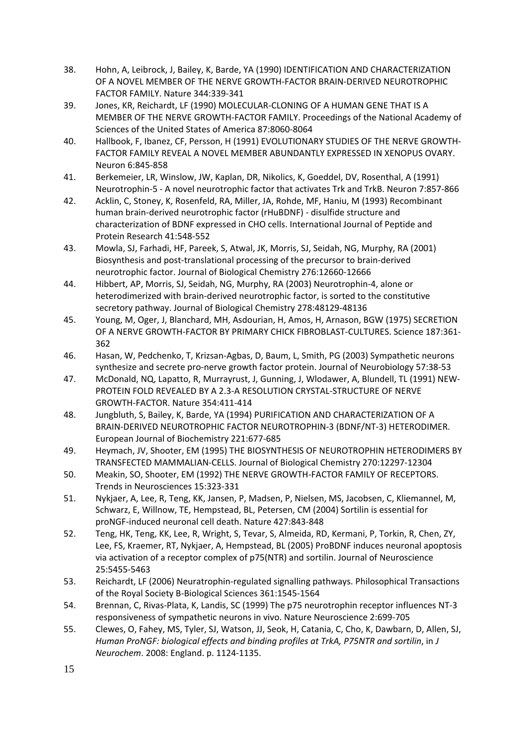38. Hohn, A, Leibrock, J, Bailey, K, Barde, YA (1990) IDENTIFICATION AND CHARACTERIZATION OF A NOVEL MEMBER OF THE NERVE GROWTH-FACTOR BRAIN-DERIVED NEUROTROPHIC FACTOR FAMILY. Nature 344:339-341
39. Jones, KR, Reichardt, LF (1990) MOLECULAR-CLONING OF A HUMAN GENE THAT IS A MEMBER OF THE NERVE GROWTH-FACTOR FAMILY. Proceedings of the National Academy of Sciences of the United States of America 87:8060-8064
40. Hallbook, F, Ibanez, CF, Persson, H (1991) EVOLUTIONARY STUDIES OF THE NERVE GROWTH-FACTOR FAMILY REVEAL A NOVEL MEMBER ABUNDANTLY EXPRESSED IN XENOPUS OVARY. Neuron 6:845-858
41. Berkemeier, LR, Winslow, JW, Kaplan, DR, Nikolics, K, Goeddel, DV, Rosenthal, A (1991) Neurotrophin-5 - A novel neurotrophic factor that activates Trk and TrkB. Neuron 7:857-866
42. Acklin, C, Stoney, K, Rosenfeld, RA, Miller, JA, Rohde, MF, Haniu, M (1993) Recombinant human brain-derived neurotrophic factor (rHuBDNF) - disulfide structure and characterization of BDNF expressed in CHO cells. International Journal of Peptide and Protein Research 41:548-552
43. Mowla, SJ, Farhadi, HF, Pareek, S, Atwal, JK, Morris, SJ, Seidah, NG, Murphy, RA (2001) Biosynthesis and post-translational processing of the precursor to brain-derived neurotrophic factor. Journal of Biological Chemistry 276:12660-12666
44. Hibbert, AP, Morris, SJ, Seidah, NG, Murphy, RA (2003) Neurotrophin-4, alone or heterodimerized with brain-derived neurotrophic factor, is sorted to the constitutive secretory pathway. Journal of Biological Chemistry 278:48129-48136
45. Young, M, Oger, J, Blanchard, MH, Asdourian, H, Amos, H, Arnason, BGW (1975) SECRETION OF A NERVE GROWTH-FACTOR BY PRIMARY CHICK FIBROBLAST-CULTURES. Science 187:361-362
46. Hasan, W, Pedchenko, T, Krizsan-Agbas, D, Baum, L, Smith, PG (2003) Sympathetic neurons synthesize and secrete pro-nerve growth factor protein. Journal of Neurobiology 57:38-53
47. McDonald, NQ, Lapatto, R, Murrayrust, J, Gunning, J, Wlodawer, A, Blundell, TL (1991) NEW-PROTEIN FOLD REVEALED BY A 2.3-A RESOLUTION CRYSTAL-STRUCTURE OF NERVE GROWTH-FACTOR. Nature 354:411-414
48. Jungbluth, S, Bailey, K, Barde, YA (1994) PURIFICATION AND CHARACTERIZATION OF A BRAIN-DERIVED NEUROTROPHIC FACTOR NEUROTROPHIN-3 (BDNF/NT-3) HETERODIMER. European Journal of Biochemistry 221:677-685
49. Heymach, JV, Shooter, EM (1995) THE BIOSYNTHESIS OF NEUROTROPHIN HETERODIMERS BY TRANSFECTED MAMMALIAN-CELLS. Journal of Biological Chemistry 270:12297-12304
50. Meakin, SO, Shooter, EM (1992) THE NERVE GROWTH-FACTOR FAMILY OF RECEPTORS. Trends in Neurosciences 15:323-331
51. Nykjaer, A, Lee, R, Teng, KK, Jansen, P, Madsen, P, Nielsen, MS, Jacobsen, C, Kliemannel, M, Schwarz, E, Willnow, TE, Hempstead, BL, Petersen, CM (2004) Sortilin is essential for proNGF-induced neuronal cell death. Nature 427:843-848
52. Teng, HK, Teng, KK, Lee, R, Wright, S, Tevar, S, Almeida, RD, Kermani, P, Torkin, R, Chen, ZY, Lee, FS, Kraemer, RT, Nykjaer, A, Hempstead, BL (2005) ProBDNF induces neuronal apoptosis via activation of a receptor complex of p75(NTR) and sortilin. Journal of Neuroscience 25:5455-5463
53. Reichardt, LF (2006) Neuratrophin-regulated signalling pathways. Philosophical Transactions of the Royal Society B-Biological Sciences 361:1545-1564
54. Brennan, C, Rivas-Plata, K, Landis, SC (1999) The p75 neurotrophin receptor influences NT-3 responsiveness of sympathetic neurons in vivo. Nature Neuroscience 2:699-705
55. Clewes, O, Fahey, MS, Tyler, SJ, Watson, JJ, Seok, H, Catania, C, Cho, K, Dawbarn, D, Allen, SJ, *Human ProNGF: biological effects and binding profiles at TrkA, P75NTR and sortilin*, in *J Neurochem*. 2008: England. p. 1124-1135.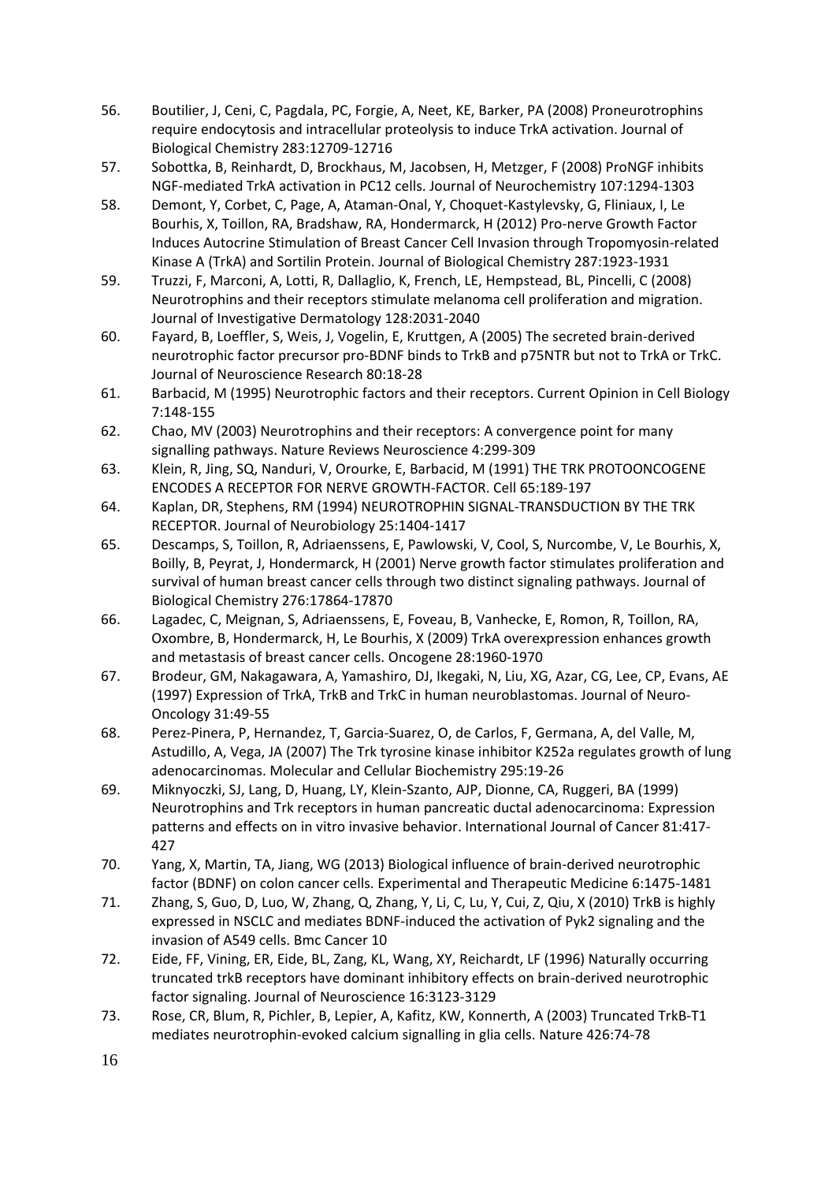56. Boutilier, J, Ceni, C, Pagdala, PC, Forgie, A, Neet, KE, Barker, PA (2008) Proneurotrophins require endocytosis and intracellular proteolysis to induce TrkA activation. Journal of Biological Chemistry 283:12709-12716
57. Sobottka, B, Reinhardt, D, Brockhaus, M, Jacobsen, H, Metzger, F (2008) ProNGF inhibits NGF-mediated TrkA activation in PC12 cells. Journal of Neurochemistry 107:1294-1303
58. Demont, Y, Corbet, C, Page, A, Ataman-Onal, Y, Choquet-Kastylevsky, G, Fliniaux, I, Le Bourhis, X, Toillon, RA, Bradshaw, RA, Hondermarck, H (2012) Pro-nerve Growth Factor Induces Autocrine Stimulation of Breast Cancer Cell Invasion through Tropomyosin-related Kinase A (TrkA) and Sortilin Protein. Journal of Biological Chemistry 287:1923-1931
59. Truzzi, F, Marconi, A, Lotti, R, Dallaglio, K, French, LE, Hempstead, BL, Pincelli, C (2008) Neurotrophins and their receptors stimulate melanoma cell proliferation and migration. Journal of Investigative Dermatology 128:2031-2040
60. Fayard, B, Loeffler, S, Weis, J, Vogelin, E, Kruttgen, A (2005) The secreted brain-derived neurotrophic factor precursor pro-BDNF binds to TrkB and p75NTR but not to TrkA or TrkC. Journal of Neuroscience Research 80:18-28
61. Barbacid, M (1995) Neurotrophic factors and their receptors. Current Opinion in Cell Biology 7:148-155
62. Chao, MV (2003) Neurotrophins and their receptors: A convergence point for many signalling pathways. Nature Reviews Neuroscience 4:299-309
63. Klein, R, Jing, SQ, Nanduri, V, Orourke, E, Barbacid, M (1991) THE TRK PROTOONCOGENE ENCODES A RECEPTOR FOR NERVE GROWTH-FACTOR. Cell 65:189-197
64. Kaplan, DR, Stephens, RM (1994) NEUROTROPHIN SIGNAL-TRANSDUCTION BY THE TRK RECEPTOR. Journal of Neurobiology 25:1404-1417
65. Descamps, S, Toillon, R, Adriaenssens, E, Pawlowski, V, Cool, S, Nurcombe, V, Le Bourhis, X, Boilly, B, Peyrat, J, Hondermarck, H (2001) Nerve growth factor stimulates proliferation and survival of human breast cancer cells through two distinct signaling pathways. Journal of Biological Chemistry 276:17864-17870
66. Lagadec, C, Meignan, S, Adriaenssens, E, Foveau, B, Vanhecke, E, Romon, R, Toillon, RA, Oxombre, B, Hondermarck, H, Le Bourhis, X (2009) TrkA overexpression enhances growth and metastasis of breast cancer cells. Oncogene 28:1960-1970
67. Brodeur, GM, Nakagawara, A, Yamashiro, DJ, Ikegaki, N, Liu, XG, Azar, CG, Lee, CP, Evans, AE (1997) Expression of TrkA, TrkB and TrkC in human neuroblastomas. Journal of Neuro-Oncology 31:49-55
68. Perez-Pinera, P, Hernandez, T, Garcia-Suarez, O, de Carlos, F, Germana, A, del Valle, M, Astudillo, A, Vega, JA (2007) The Trk tyrosine kinase inhibitor K252a regulates growth of lung adenocarcinomas. Molecular and Cellular Biochemistry 295:19-26
69. Miknyoczki, SJ, Lang, D, Huang, LY, Klein-Szanto, AJP, Dionne, CA, Ruggeri, BA (1999) Neurotrophins and Trk receptors in human pancreatic ductal adenocarcinoma: Expression patterns and effects on in vitro invasive behavior. International Journal of Cancer 81:417-427
70. Yang, X, Martin, TA, Jiang, WG (2013) Biological influence of brain-derived neurotrophic factor (BDNF) on colon cancer cells. Experimental and Therapeutic Medicine 6:1475-1481
71. Zhang, S, Guo, D, Luo, W, Zhang, Q, Zhang, Y, Li, C, Lu, Y, Cui, Z, Qiu, X (2010) TrkB is highly expressed in NSCLC and mediates BDNF-induced the activation of Pyk2 signaling and the invasion of A549 cells. Bmc Cancer 10
72. Eide, FF, Vining, ER, Eide, BL, Zang, KL, Wang, XY, Reichardt, LF (1996) Naturally occurring truncated trkB receptors have dominant inhibitory effects on brain-derived neurotrophic factor signaling. Journal of Neuroscience 16:3123-3129
73. Rose, CR, Blum, R, Pichler, B, Lepier, A, Kafitz, KW, Konnerth, A (2003) Truncated TrkB-T1 mediates neurotrophin-evoked calcium signalling in glia cells. Nature 426:74-78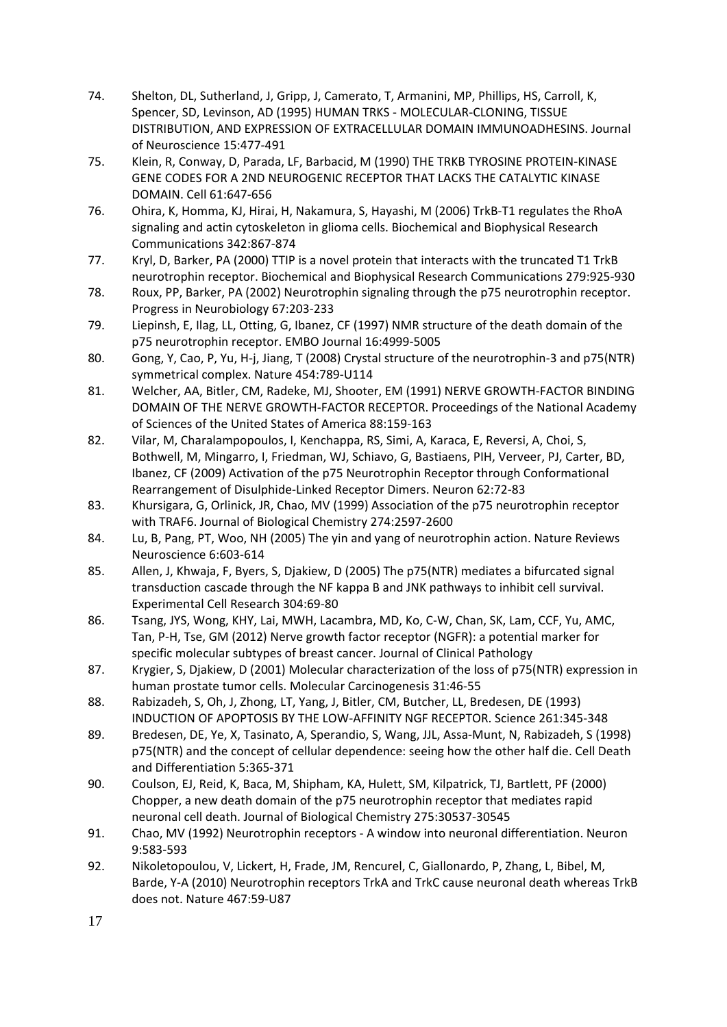74. Shelton, DL, Sutherland, J, Gripp, J, Camerato, T, Armanini, MP, Phillips, HS, Carroll, K, Spencer, SD, Levinson, AD (1995) HUMAN TRKS - MOLECULAR-CLONING, TISSUE DISTRIBUTION, AND EXPRESSION OF EXTRACELLULAR DOMAIN IMMUNOADHESINS. Journal of Neuroscience 15:477-491
75. Klein, R, Conway, D, Parada, LF, Barbacid, M (1990) THE TRKB TYROSINE PROTEIN-KINASE GENE CODES FOR A 2ND NEUROGENIC RECEPTOR THAT LACKS THE CATALYTIC KINASE DOMAIN. Cell 61:647-656
76. Ohira, K, Homma, KJ, Hirai, H, Nakamura, S, Hayashi, M (2006) TrkB-T1 regulates the RhoA signaling and actin cytoskeleton in glioma cells. Biochemical and Biophysical Research Communications 342:867-874
77. Kryl, D, Barker, PA (2000) TTIP is a novel protein that interacts with the truncated T1 TrkB neurotrophin receptor. Biochemical and Biophysical Research Communications 279:925-930
78. Roux, PP, Barker, PA (2002) Neurotrophin signaling through the p75 neurotrophin receptor. Progress in Neurobiology 67:203-233
79. Liepinsh, E, Ilag, LL, Otting, G, Ibanez, CF (1997) NMR structure of the death domain of the p75 neurotrophin receptor. EMBO Journal 16:4999-5005
80. Gong, Y, Cao, P, Yu, H-j, Jiang, T (2008) Crystal structure of the neurotrophin-3 and p75(NTR) symmetrical complex. Nature 454:789-U114
81. Welcher, AA, Bitler, CM, Radeke, MJ, Shooter, EM (1991) NERVE GROWTH-FACTOR BINDING DOMAIN OF THE NERVE GROWTH-FACTOR RECEPTOR. Proceedings of the National Academy of Sciences of the United States of America 88:159-163
82. Vilar, M, Charalampopoulos, I, Kenchappa, RS, Simi, A, Karaca, E, Reversi, A, Choi, S, Bothwell, M, Mingarro, I, Friedman, WJ, Schiavo, G, Bastiaens, PIH, Verveer, PJ, Carter, BD, Ibanez, CF (2009) Activation of the p75 Neurotrophin Receptor through Conformational Rearrangement of Disulphide-Linked Receptor Dimers. Neuron 62:72-83
83. Khursigara, G, Orlinick, JR, Chao, MV (1999) Association of the p75 neurotrophin receptor with TRAF6. Journal of Biological Chemistry 274:2597-2600
84. Lu, B, Pang, PT, Woo, NH (2005) The yin and yang of neurotrophin action. Nature Reviews Neuroscience 6:603-614
85. Allen, J, Khwaja, F, Byers, S, Djakiew, D (2005) The p75(NTR) mediates a bifurcated signal transduction cascade through the NF kappa B and JNK pathways to inhibit cell survival. Experimental Cell Research 304:69-80
86. Tsang, JYS, Wong, KHY, Lai, MWH, Lacambra, MD, Ko, C-W, Chan, SK, Lam, CCF, Yu, AMC, Tan, P-H, Tse, GM (2012) Nerve growth factor receptor (NGFR): a potential marker for specific molecular subtypes of breast cancer. Journal of Clinical Pathology
87. Krygier, S, Djakiew, D (2001) Molecular characterization of the loss of p75(NTR) expression in human prostate tumor cells. Molecular Carcinogenesis 31:46-55
88. Rabizadeh, S, Oh, J, Zhong, LT, Yang, J, Bitler, CM, Butcher, LL, Bredesen, DE (1993) INDUCTION OF APOPTOSIS BY THE LOW-AFFINITY NGF RECEPTOR. Science 261:345-348
89. Bredesen, DE, Ye, X, Tasinato, A, Sperandio, S, Wang, JJL, Assa-Munt, N, Rabizadeh, S (1998) p75(NTR) and the concept of cellular dependence: seeing how the other half die. Cell Death and Differentiation 5:365-371
90. Coulson, EJ, Reid, K, Baca, M, Shipham, KA, Hulett, SM, Kilpatrick, TJ, Bartlett, PF (2000) Chopper, a new death domain of the p75 neurotrophin receptor that mediates rapid neuronal cell death. Journal of Biological Chemistry 275:30537-30545
91. Chao, MV (1992) Neurotrophin receptors - A window into neuronal differentiation. Neuron 9:583-593
92. Nikoletopoulou, V, Lickert, H, Frade, JM, Rencurel, C, Giallonardo, P, Zhang, L, Bibel, M, Barde, Y-A (2010) Neurotrophin receptors TrkA and TrkC cause neuronal death whereas TrkB does not. Nature 467:59-U87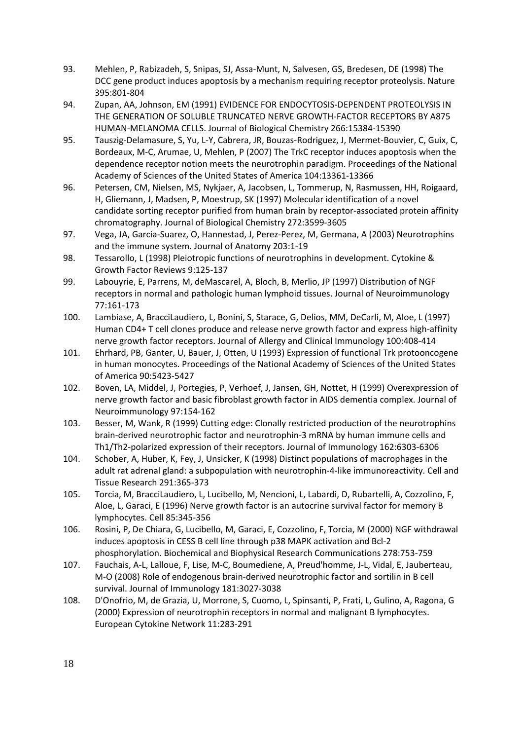93. Mehlen, P, Rabizadeh, S, Snipas, SJ, Assa-Munt, N, Salvesen, GS, Bredesen, DE (1998) The DCC gene product induces apoptosis by a mechanism requiring receptor proteolysis. Nature 395:801-804
94. Zupan, AA, Johnson, EM (1991) EVIDENCE FOR ENDOCYTOSIS-DEPENDENT PROTEOLYSIS IN THE GENERATION OF SOLUBLE TRUNCATED NERVE GROWTH-FACTOR RECEPTORS BY A875 HUMAN-MELANOMA CELLS. Journal of Biological Chemistry 266:15384-15390
95. Tauszig-Delamasure, S, Yu, L-Y, Cabrera, JR, Bouzas-Rodriguez, J, Mermet-Bouvier, C, Guix, C, Bordeaux, M-C, Arumae, U, Mehlen, P (2007) The TrkC receptor induces apoptosis when the dependence receptor notion meets the neurotrophin paradigm. Proceedings of the National Academy of Sciences of the United States of America 104:13361-13366
96. Petersen, CM, Nielsen, MS, Nykjaer, A, Jacobsen, L, Tommerup, N, Rasmussen, HH, Roigaard, H, Gliemann, J, Madsen, P, Moestrup, SK (1997) Molecular identification of a novel candidate sorting receptor purified from human brain by receptor-associated protein affinity chromatography. Journal of Biological Chemistry 272:3599-3605
97. Vega, JA, Garcia-Suarez, O, Hannestad, J, Perez-Perez, M, Germana, A (2003) Neurotrophins and the immune system. Journal of Anatomy 203:1-19
98. Tessarollo, L (1998) Pleiotropic functions of neurotrophins in development. Cytokine & Growth Factor Reviews 9:125-137
99. Labouyrie, E, Parrens, M, deMascarel, A, Bloch, B, Merlio, JP (1997) Distribution of NGF receptors in normal and pathologic human lymphoid tissues. Journal of Neuroimmunology 77:161-173
100. Lambiase, A, BracciLaudiero, L, Bonini, S, Starace, G, Delios, MM, DeCarli, M, Aloe, L (1997) Human CD4+ T cell clones produce and release nerve growth factor and express high-affinity nerve growth factor receptors. Journal of Allergy and Clinical Immunology 100:408-414
101. Ehrhard, PB, Ganter, U, Bauer, J, Otten, U (1993) Expression of functional Trk protooncogene in human monocytes. Proceedings of the National Academy of Sciences of the United States of America 90:5423-5427
102. Boven, LA, Middel, J, Portegies, P, Verhoef, J, Jansen, GH, Nottet, H (1999) Overexpression of nerve growth factor and basic fibroblast growth factor in AIDS dementia complex. Journal of Neuroimmunology 97:154-162
103. Besser, M, Wank, R (1999) Cutting edge: Clonally restricted production of the neurotrophins brain-derived neurotrophic factor and neurotrophin-3 mRNA by human immune cells and Th1/Th2-polarized expression of their receptors. Journal of Immunology 162:6303-6306
104. Schober, A, Huber, K, Fey, J, Unsicker, K (1998) Distinct populations of macrophages in the adult rat adrenal gland: a subpopulation with neurotrophin-4-like immunoreactivity. Cell and Tissue Research 291:365-373
105. Torcia, M, BracciLaudiero, L, Lucibello, M, Nencioni, L, Labardi, D, Rubartelli, A, Cozzolino, F, Aloe, L, Garaci, E (1996) Nerve growth factor is an autocrine survival factor for memory B lymphocytes. Cell 85:345-356
106. Rosini, P, De Chiara, G, Lucibello, M, Garaci, E, Cozzolino, F, Torcia, M (2000) NGF withdrawal induces apoptosis in CESS B cell line through p38 MAPK activation and Bcl-2 phosphorylation. Biochemical and Biophysical Research Communications 278:753-759
107. Fauchais, A-L, Lalloue, F, Lise, M-C, Boumediene, A, Preud'homme, J-L, Vidal, E, Jauberteau, M-O (2008) Role of endogenous brain-derived neurotrophic factor and sortilin in B cell survival. Journal of Immunology 181:3027-3038
108. D'Onofrio, M, de Grazia, U, Morrone, S, Cuomo, L, Spinsanti, P, Frati, L, Gulino, A, Ragona, G (2000) Expression of neurotrophin receptors in normal and malignant B lymphocytes. European Cytokine Network 11:283-291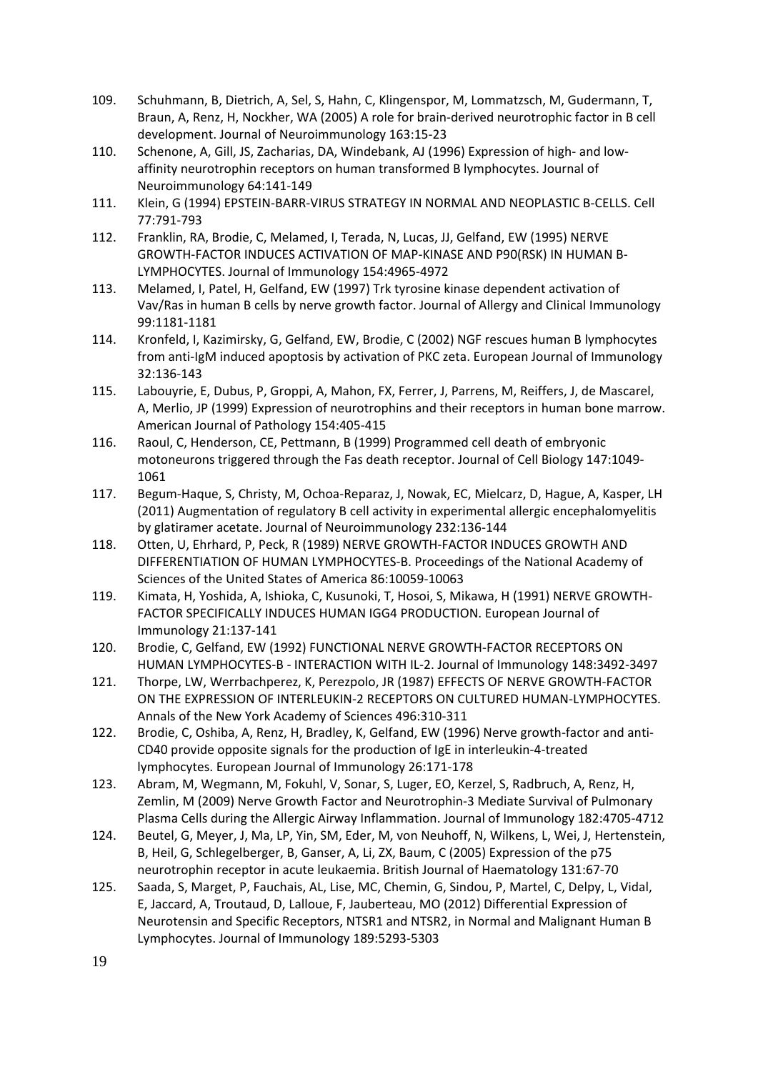109. Schuhmann, B, Dietrich, A, Sel, S, Hahn, C, Klingenspor, M, Lommatzsch, M, Gudermann, T, Braun, A, Renz, H, Nockher, WA (2005) A role for brain-derived neurotrophic factor in B cell development. Journal of Neuroimmunology 163:15-23
110. Schenone, A, Gill, JS, Zacharias, DA, Windebank, AJ (1996) Expression of high- and low-affinity neurotrophin receptors on human transformed B lymphocytes. Journal of Neuroimmunology 64:141-149
111. Klein, G (1994) EPSTEIN-BARR-VIRUS STRATEGY IN NORMAL AND NEOPLASTIC B-CELLS. Cell 77:791-793
112. Franklin, RA, Brodie, C, Melamed, I, Terada, N, Lucas, JJ, Gelfand, EW (1995) NERVE GROWTH-FACTOR INDUCES ACTIVATION OF MAP-KINASE AND P90(RSK) IN HUMAN B-LYMPHOCYTES. Journal of Immunology 154:4965-4972
113. Melamed, I, Patel, H, Gelfand, EW (1997) Trk tyrosine kinase dependent activation of Vav/Ras in human B cells by nerve growth factor. Journal of Allergy and Clinical Immunology 99:1181-1181
114. Kronfeld, I, Kazimirsky, G, Gelfand, EW, Brodie, C (2002) NGF rescues human B lymphocytes from anti-IgM induced apoptosis by activation of PKC zeta. European Journal of Immunology 32:136-143
115. Labouyrie, E, Dubus, P, Groppi, A, Mahon, FX, Ferrer, J, Parrens, M, Reiffers, J, de Mascarel, A, Merlio, JP (1999) Expression of neurotrophins and their receptors in human bone marrow. American Journal of Pathology 154:405-415
116. Raoul, C, Henderson, CE, Pettmann, B (1999) Programmed cell death of embryonic motoneurons triggered through the Fas death receptor. Journal of Cell Biology 147:1049-1061
117. Begum-Haque, S, Christy, M, Ochoa-Reparaz, J, Nowak, EC, Mielcarz, D, Hague, A, Kasper, LH (2011) Augmentation of regulatory B cell activity in experimental allergic encephalomyelitis by glatiramer acetate. Journal of Neuroimmunology 232:136-144
118. Otten, U, Ehrhard, P, Peck, R (1989) NERVE GROWTH-FACTOR INDUCES GROWTH AND DIFFERENTIATION OF HUMAN LYMPHOCYTES-B. Proceedings of the National Academy of Sciences of the United States of America 86:10059-10063
119. Kimata, H, Yoshida, A, Ishioka, C, Kusunoki, T, Hosoi, S, Mikawa, H (1991) NERVE GROWTH-FACTOR SPECIFICALLY INDUCES HUMAN IGG4 PRODUCTION. European Journal of Immunology 21:137-141
120. Brodie, C, Gelfand, EW (1992) FUNCTIONAL NERVE GROWTH-FACTOR RECEPTORS ON HUMAN LYMPHOCYTES-B - INTERACTION WITH IL-2. Journal of Immunology 148:3492-3497
121. Thorpe, LW, Werrbachperez, K, Perezpolo, JR (1987) EFFECTS OF NERVE GROWTH-FACTOR ON THE EXPRESSION OF INTERLEUKIN-2 RECEPTORS ON CULTURED HUMAN-LYMPHOCYTES. Annals of the New York Academy of Sciences 496:310-311
122. Brodie, C, Oshiba, A, Renz, H, Bradley, K, Gelfand, EW (1996) Nerve growth-factor and anti-CD40 provide opposite signals for the production of IgE in interleukin-4-treated lymphocytes. European Journal of Immunology 26:171-178
123. Abram, M, Wegmann, M, Fokuhl, V, Sonar, S, Luger, EO, Kerzel, S, Radbruch, A, Renz, H, Zemlin, M (2009) Nerve Growth Factor and Neurotrophin-3 Mediate Survival of Pulmonary Plasma Cells during the Allergic Airway Inflammation. Journal of Immunology 182:4705-4712
124. Beutel, G, Meyer, J, Ma, LP, Yin, SM, Eder, M, von Neuhoff, N, Wilkens, L, Wei, J, Hertenstein, B, Heil, G, Schlegelberger, B, Ganser, A, Li, ZX, Baum, C (2005) Expression of the p75 neurotrophin receptor in acute leukaemia. British Journal of Haematology 131:67-70
125. Saada, S, Marget, P, Fauchais, AL, Lise, MC, Chemin, G, Sindou, P, Martel, C, Delpy, L, Vidal, E, Jaccard, A, Troutaud, D, Lalloue, F, Jauberteau, MO (2012) Differential Expression of Neurotensin and Specific Receptors, NTSR1 and NTSR2, in Normal and Malignant Human B Lymphocytes. Journal of Immunology 189:5293-5303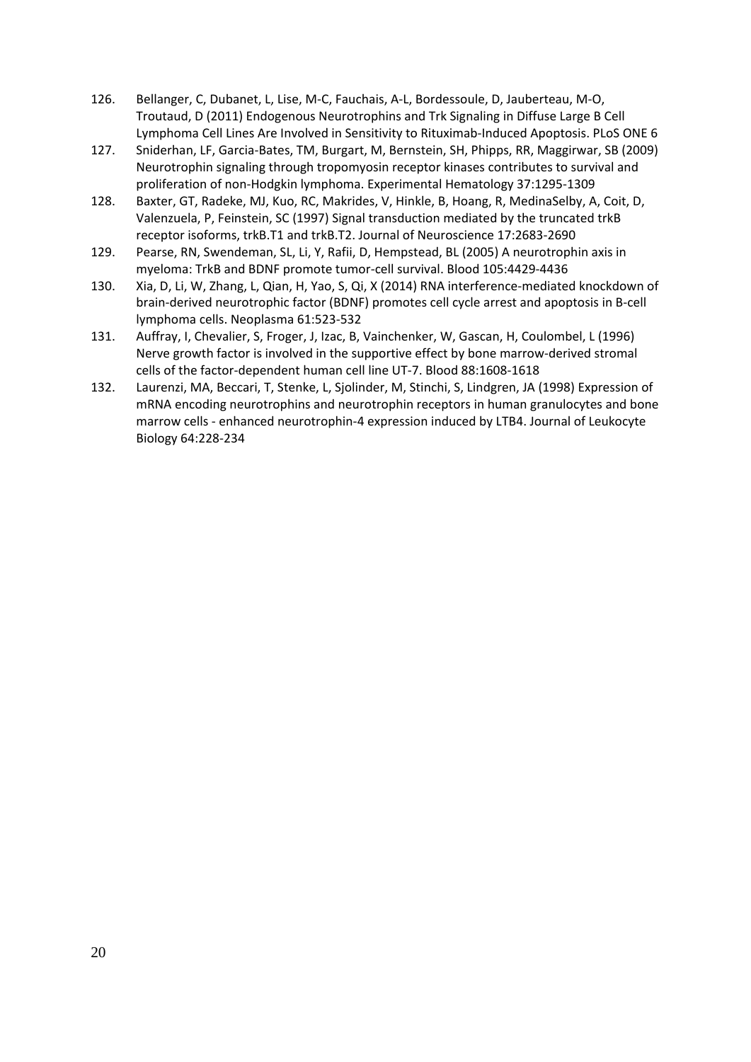126. Bellanger, C, Dubanet, L, Lise, M-C, Fauchais, A-L, Bordessoule, D, Jauberteau, M-O, Troutaud, D (2011) Endogenous Neurotrophins and Trk Signaling in Diffuse Large B Cell Lymphoma Cell Lines Are Involved in Sensitivity to Rituximab-Induced Apoptosis. PLoS ONE 6
127. Sniderhan, LF, Garcia-Bates, TM, Burgart, M, Bernstein, SH, Phipps, RR, Maggirwar, SB (2009) Neurotrophin signaling through tropomyosin receptor kinases contributes to survival and proliferation of non-Hodgkin lymphoma. Experimental Hematology 37:1295-1309
128. Baxter, GT, Radeke, MJ, Kuo, RC, Makrides, V, Hinkle, B, Hoang, R, MedinaSelby, A, Coit, D, Valenzuela, P, Feinstein, SC (1997) Signal transduction mediated by the truncated trkB receptor isoforms, trkB.T1 and trkB.T2. Journal of Neuroscience 17:2683-2690
129. Pearse, RN, Swendeman, SL, Li, Y, Rafii, D, Hempstead, BL (2005) A neurotrophin axis in myeloma: TrkB and BDNF promote tumor-cell survival. Blood 105:4429-4436
130. Xia, D, Li, W, Zhang, L, Qian, H, Yao, S, Qi, X (2014) RNA interference-mediated knockdown of brain-derived neurotrophic factor (BDNF) promotes cell cycle arrest and apoptosis in B-cell lymphoma cells. Neoplasma 61:523-532
131. Auffray, I, Chevalier, S, Froger, J, Izac, B, Vainchenker, W, Gascan, H, Coulombel, L (1996) Nerve growth factor is involved in the supportive effect by bone marrow-derived stromal cells of the factor-dependent human cell line UT-7. Blood 88:1608-1618
132. Laurenzi, MA, Beccari, T, Stenke, L, Sjolinder, M, Stinchi, S, Lindgren, JA (1998) Expression of mRNA encoding neurotrophins and neurotrophin receptors in human granulocytes and bone marrow cells - enhanced neurotrophin-4 expression induced by LTB4. Journal of Leukocyte Biology 64:228-234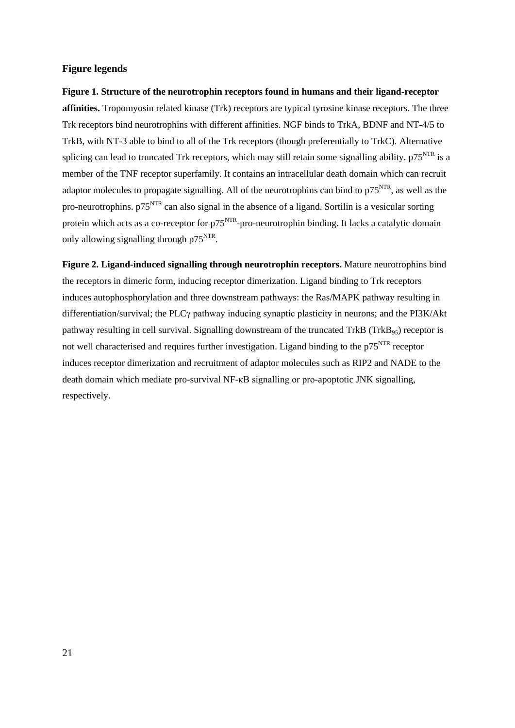## Figure legends

**Figure 1. Structure of the neurotrophin receptors found in humans and their ligand-receptor affinities.** Tropomyosin related kinase (Trk) receptors are typical tyrosine kinase receptors. The three Trk receptors bind neurotrophins with different affinities. NGF binds to TrkA, BDNF and NT-4/5 to TrkB, with NT-3 able to bind to all of the Trk receptors (though preferentially to TrkC). Alternative splicing can lead to truncated Trk receptors, which may still retain some signalling ability. $p75^{NTR}$ is a member of the TNF receptor superfamily. It contains an intracellular death domain which can recruit adaptor molecules to propagate signalling. All of the neurotrophins can bind to $p75^{NTR}$, as well as the pro-neurotrophins. $p75^{NTR}$ can also signal in the absence of a ligand. Sortilin is a vesicular sorting protein which acts as a co-receptor for $p75^{NTR}$-pro-neurotrophin binding. It lacks a catalytic domain only allowing signalling through $p75^{NTR}$.

**Figure 2. Ligand-induced signalling through neurotrophin receptors.** Mature neurotrophins bind the receptors in dimeric form, inducing receptor dimerization. Ligand binding to Trk receptors induces autophosphorylation and three downstream pathways: the Ras/MAPK pathway resulting in differentiation/survival; the PLCγ pathway inducing synaptic plasticity in neurons; and the PI3K/Akt pathway resulting in cell survival. Signalling downstream of the truncated TrkB ($TrkB_{95}$) receptor is not well characterised and requires further investigation. Ligand binding to the $p75^{NTR}$ receptor induces receptor dimerization and recruitment of adaptor molecules such as RIP2 and NADE to the death domain which mediate pro-survival NF-κB signalling or pro-apoptotic JNK signalling, respectively.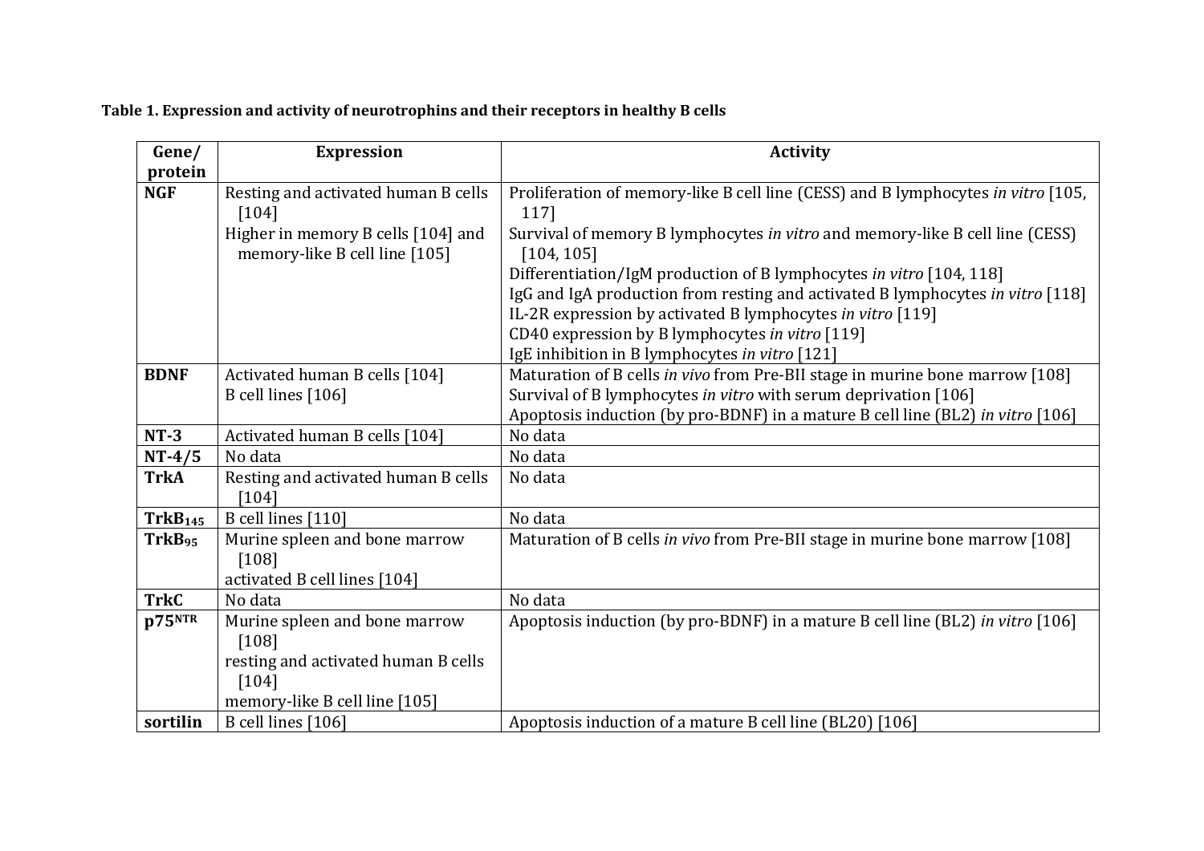**Table 1. Expression and activity of neurotrophins and their receptors in healthy B cells**

| Gene/ protein | Expression | Activity |
|---|---|---|
| **NGF** | Resting and activated human B cells [104]<br>Higher in memory B cells [104] and memory-like B cell line [105] | Proliferation of memory-like B cell line (CESS) and B lymphocytes *in vitro* [105, 117]<br>Survival of memory B lymphocytes *in vitro* and memory-like B cell line (CESS) [104, 105]<br>Differentiation/IgM production of B lymphocytes *in vitro* [104, 118]<br>IgG and IgA production from resting and activated B lymphocytes *in vitro* [118]<br>IL-2R expression by activated B lymphocytes *in vitro* [119]<br>CD40 expression by B lymphocytes *in vitro* [119]<br>IgE inhibition in B lymphocytes *in vitro* [121] |
| **BDNF** | Activated human B cells [104]<br>B cell lines [106] | Maturation of B cells *in vivo* from Pre-BII stage in murine bone marrow [108]<br>Survival of B lymphocytes *in vitro* with serum deprivation [106]<br>Apoptosis induction (by pro-BDNF) in a mature B cell line (BL2) *in vitro* [106] |
| **NT-3** | Activated human B cells [104] | No data |
| **NT-4/5** | No data | No data |
| **TrkA** | Resting and activated human B cells [104] | No data |
| **$TrkB_{145}$** | B cell lines [110] | No data |
| **$TrkB_{95}$** | Murine spleen and bone marrow [108]<br>activated B cell lines [104] | Maturation of B cells *in vivo* from Pre-BII stage in murine bone marrow [108] |
| **TrkC** | No data | No data |
| **$p75^{NTR}$** | Murine spleen and bone marrow [108]<br>resting and activated human B cells [104]<br>memory-like B cell line [105] | Apoptosis induction (by pro-BDNF) in a mature B cell line (BL2) *in vitro* [106] |
| **sortilin** | B cell lines [106] | Apoptosis induction of a mature B cell line (BL20) [106] |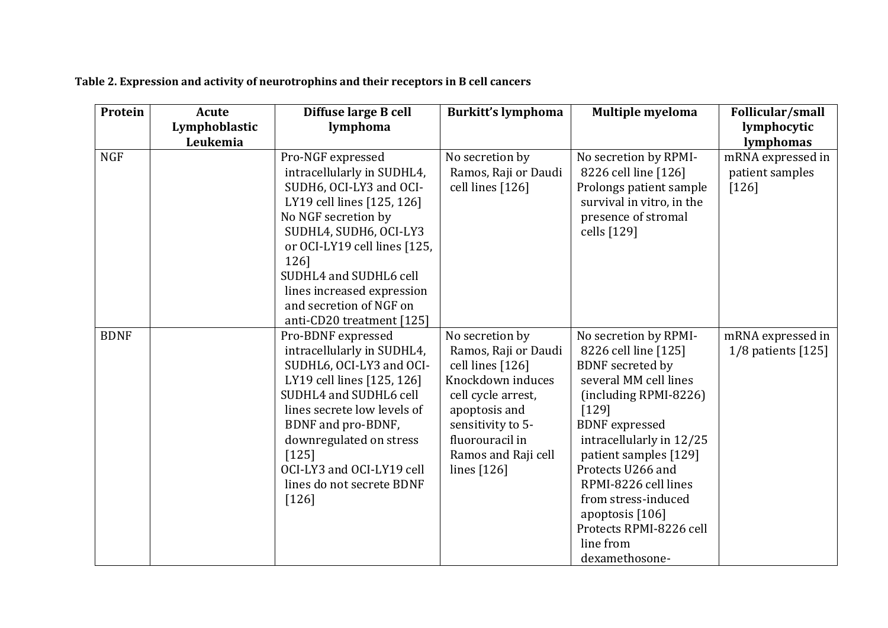**Table 2. Expression and activity of neurotrophins and their receptors in B cell cancers**

| Protein | Acute Lymphoblastic Leukemia | Diffuse large B cell lymphoma | Burkitt's lymphoma | Multiple myeloma | Follicular/small lymphocytic lymphomas |
|---|---|---|---|---|---|
| NGF | | Pro-NGF expressed intracellularly in SUDHL4, SUDH6, OCI-LY3 and OCI-LY19 cell lines [125, 126]<br>No NGF secretion by SUDHL4, SUDH6, OCI-LY3 or OCI-LY19 cell lines [125, 126]<br>SUDHL4 and SUDHL6 cell lines increased expression and secretion of NGF on anti-CD20 treatment [125] | No secretion by Ramos, Raji or Daudi cell lines [126] | No secretion by RPMI-8226 cell line [126]<br>Prolongs patient sample survival in vitro, in the presence of stromal cells [129] | mRNA expressed in patient samples [126] |
| BDNF | | Pro-BDNF expressed intracellularly in SUDHL4, SUDHL6, OCI-LY3 and OCI-LY19 cell lines [125, 126]<br>SUDHL4 and SUDHL6 cell lines secrete low levels of BDNF and pro-BDNF, downregulated on stress [125]<br>OCI-LY3 and OCI-LY19 cell lines do not secrete BDNF [126] | No secretion by Ramos, Raji or Daudi cell lines [126]<br>Knockdown induces cell cycle arrest, apoptosis and sensitivity to 5-fluorouracil in Ramos and Raji cell lines [126] | No secretion by RPMI-8226 cell line [125]<br>BDNF secreted by several MM cell lines (including RPMI-8226) [129]<br>BDNF expressed intracellularly in 12/25 patient samples [129]<br>Protects U266 and RPMI-8226 cell lines from stress-induced apoptosis [106]<br>Protects RPMI-8226 cell line from dexamethosone- | mRNA expressed in 1/8 patients [125] |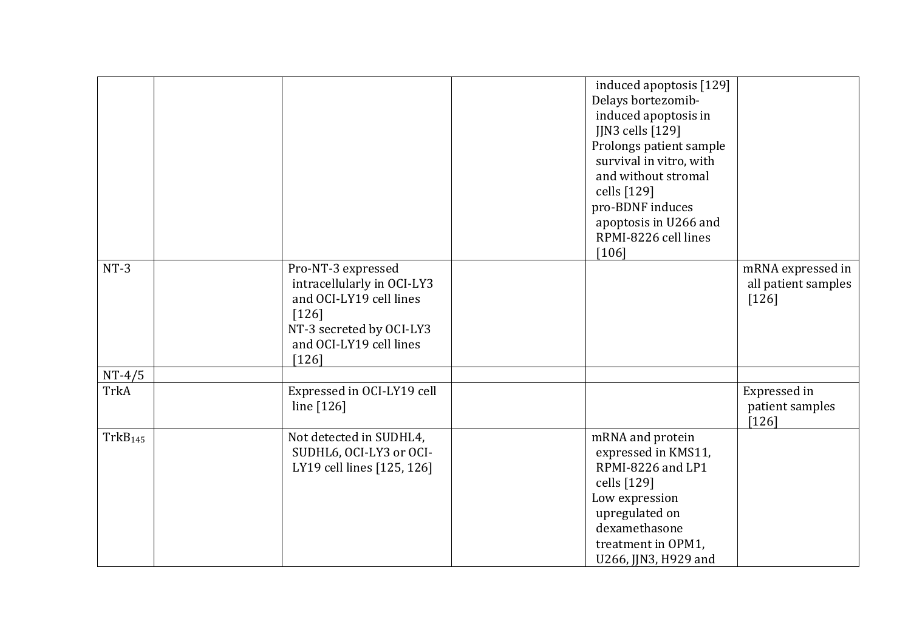| | | | | | |
|---|---|---|---|---|---|
| | | | | induced apoptosis [129]<br>Delays bortezomib-induced apoptosis in JJN3 cells [129]<br>Prolongs patient sample survival in vitro, with and without stromal cells [129]<br>pro-BDNF induces apoptosis in U266 and RPMI-8226 cell lines [106] | |
| NT-3 | | Pro-NT-3 expressed intracellularly in OCI-LY3 and OCI-LY19 cell lines [126]<br>NT-3 secreted by OCI-LY3 and OCI-LY19 cell lines [126] | | | mRNA expressed in all patient samples [126] |
| NT-4/5 | | | | | |
| TrkA | | Expressed in OCI-LY19 cell line [126] | | | Expressed in patient samples [126] |
| $TrkB_{145}$ | | Not detected in SUDHL4, SUDHL6, OCI-LY3 or OCI-LY19 cell lines [125, 126] | | mRNA and protein expressed in KMS11, RPMI-8226 and LP1 cells [129]<br>Low expression upregulated on dexamethasone treatment in OPM1, U266, JJN3, H929 and | |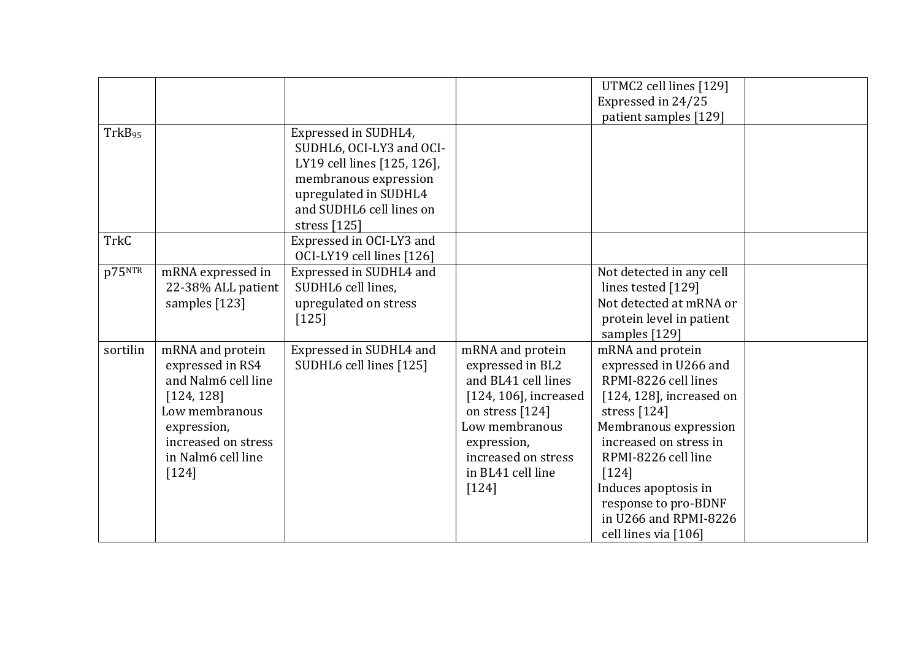| | | | | | |
|---|---|---|---|---|---|
| | | | | UTMC2 cell lines [129] Expressed in 24/25 patient samples [129] | |
| $TrkB_{95}$ | | Expressed in SUDHL4, SUDHL6, OCI-LY3 and OCI-LY19 cell lines [125, 126], membranous expression upregulated in SUDHL4 and SUDHL6 cell lines on stress [125] | | | |
| TrkC | | Expressed in OCI-LY3 and OCI-LY19 cell lines [126] | | | |
| $p75^{NTR}$ | mRNA expressed in 22-38% ALL patient samples [123] | Expressed in SUDHL4 and SUDHL6 cell lines, upregulated on stress [125] | | Not detected in any cell lines tested [129] Not detected at mRNA or protein level in patient samples [129] | |
| sortilin | mRNA and protein expressed in RS4 and Nalm6 cell line [124, 128] Low membranous expression, increased on stress in Nalm6 cell line [124] | Expressed in SUDHL4 and SUDHL6 cell lines [125] | mRNA and protein expressed in BL2 and BL41 cell lines [124, 106], increased on stress [124] Low membranous expression, increased on stress in BL41 cell line [124] | mRNA and protein expressed in U266 and RPMI-8226 cell lines [124, 128], increased on stress [124] Membranous expression increased on stress in RPMI-8226 cell line [124] Induces apoptosis in response to pro-BDNF in U266 and RPMI-8226 cell lines via [106] | |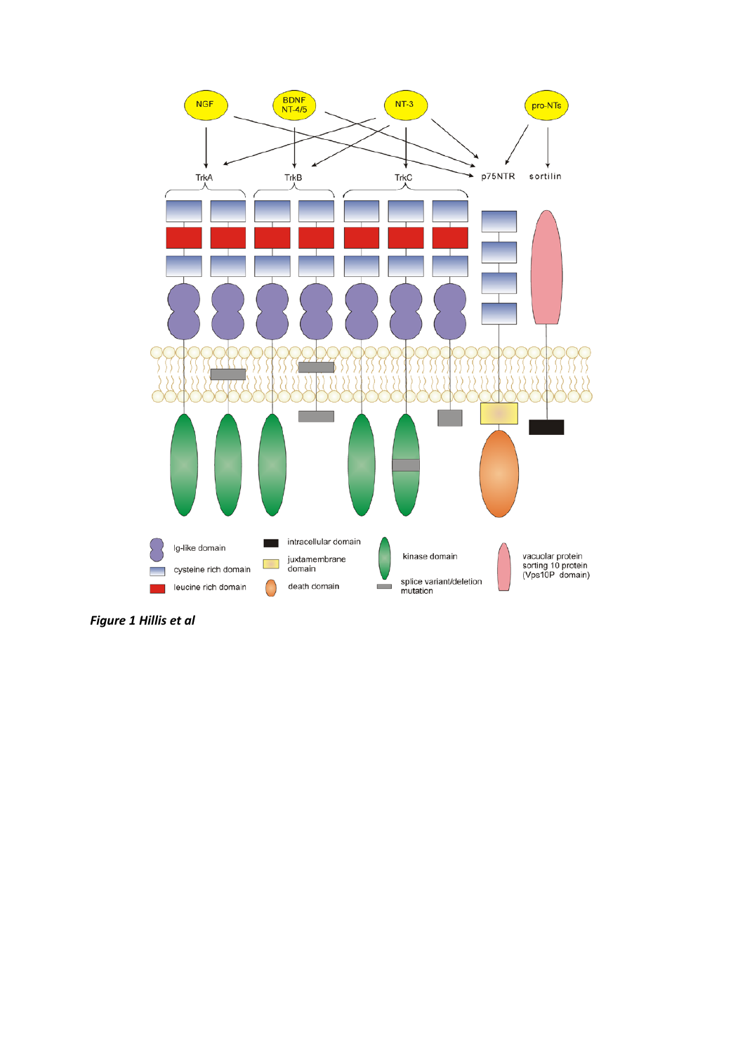***Figure 1 Hillis et al***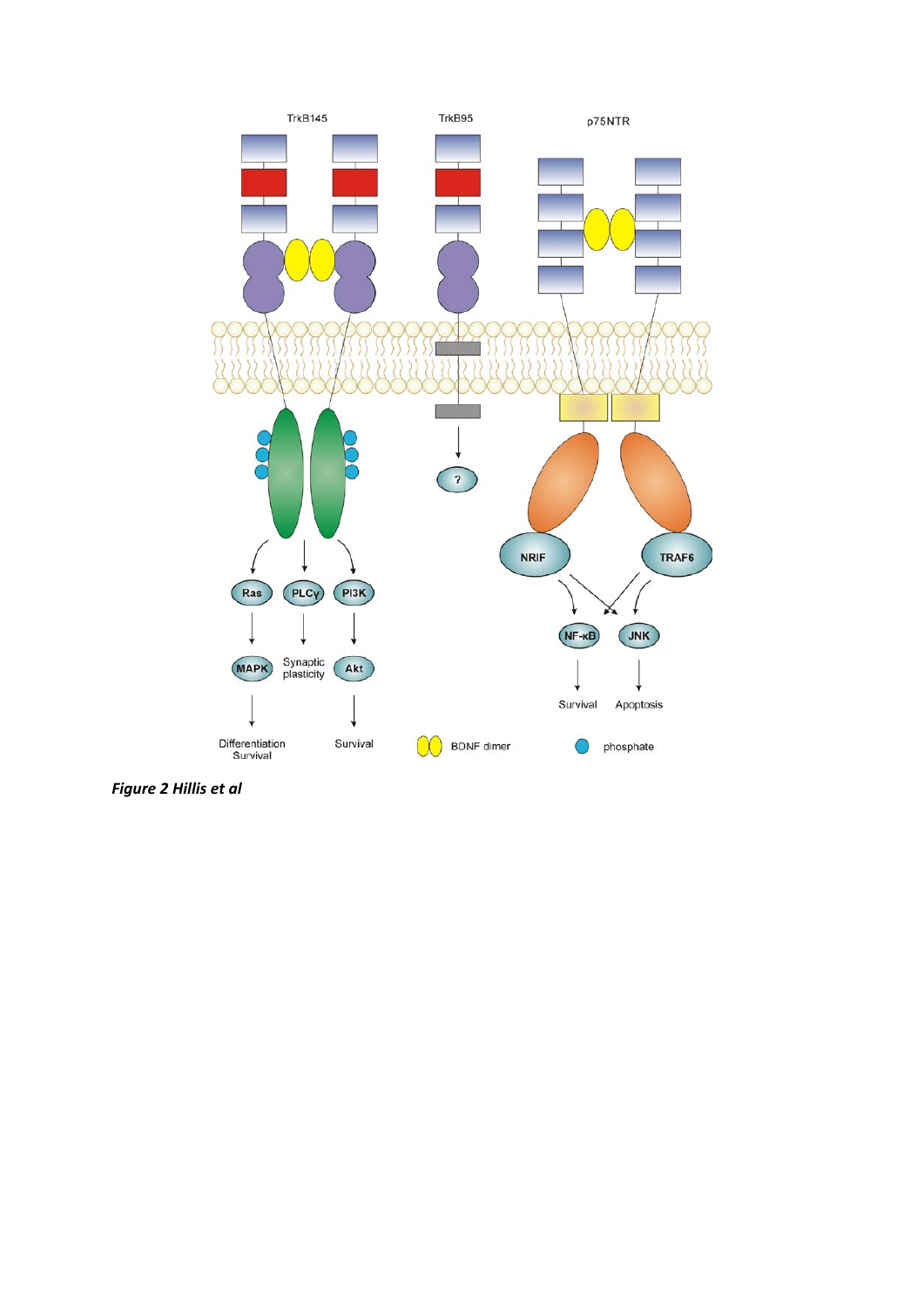TrkB145

TrkB95

p75NTR

?

NRIF

TRAF6

Ras

PLCγ

PI3K

NF-κB

JNK

MAPK

Synaptic plasticity

Akt

Survival

Apoptosis

Differentiation Survival

Survival

BDNF dimer

phosphate

***Figure 2 Hillis et al***